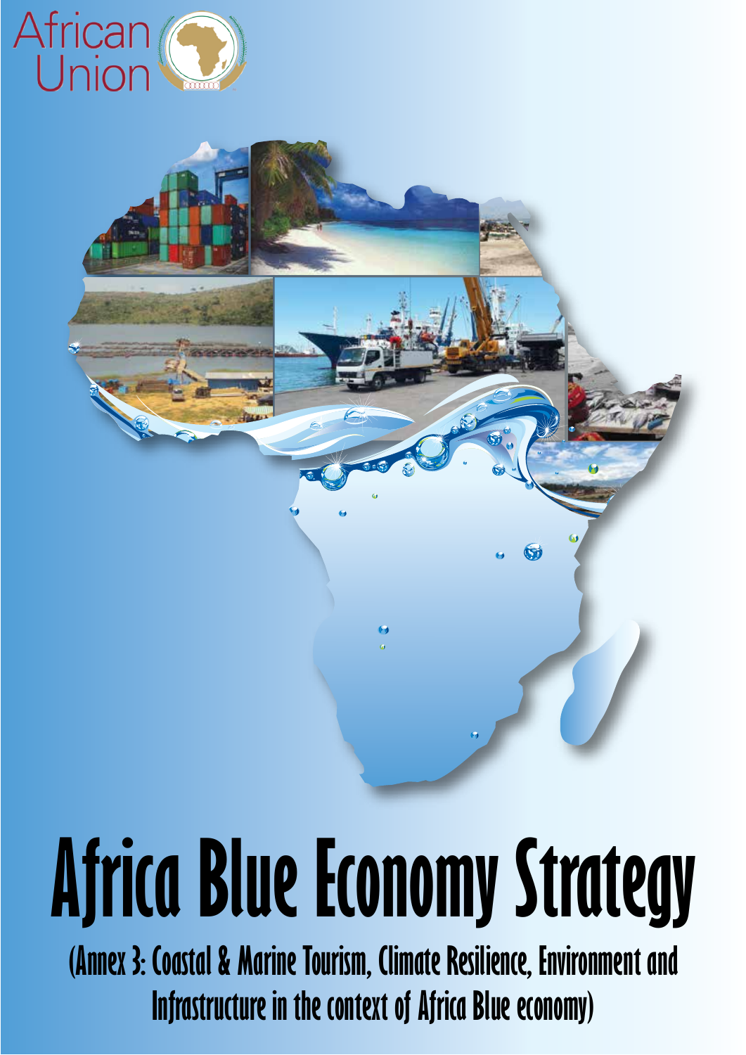African Union

# Africa Blue Economy Strategy

## (Annex 3: Coastal & Marine Tourism, Climate Resilience, Environment and Infrastructure in the context of Africa Blue economy)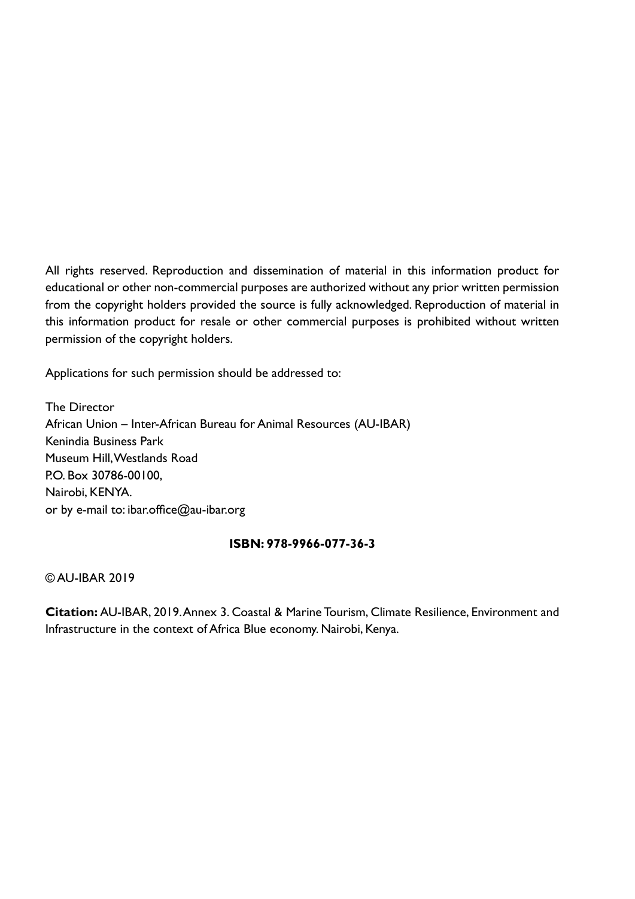All rights reserved. Reproduction and dissemination of material in this information product for educational or other non-commercial purposes are authorized without any prior written permission from the copyright holders provided the source is fully acknowledged. Reproduction of material in this information product for resale or other commercial purposes is prohibited without written permission of the copyright holders.

Applications for such permission should be addressed to:

The Director  
African Union – Inter-African Bureau for Animal Resources (AU-IBAR)  
Kenindia Business Park  
Museum Hill, Westlands Road  
P.O. Box 30786-00100,  
Nairobi, KENYA.  
or by e-mail to: ibar.office@au-ibar.org

**ISBN: 978-9966-077-36-3**

© AU-IBAR 2019

**Citation:** AU-IBAR, 2019. Annex 3. Coastal & Marine Tourism, Climate Resilience, Environment and Infrastructure in the context of Africa Blue economy. Nairobi, Kenya.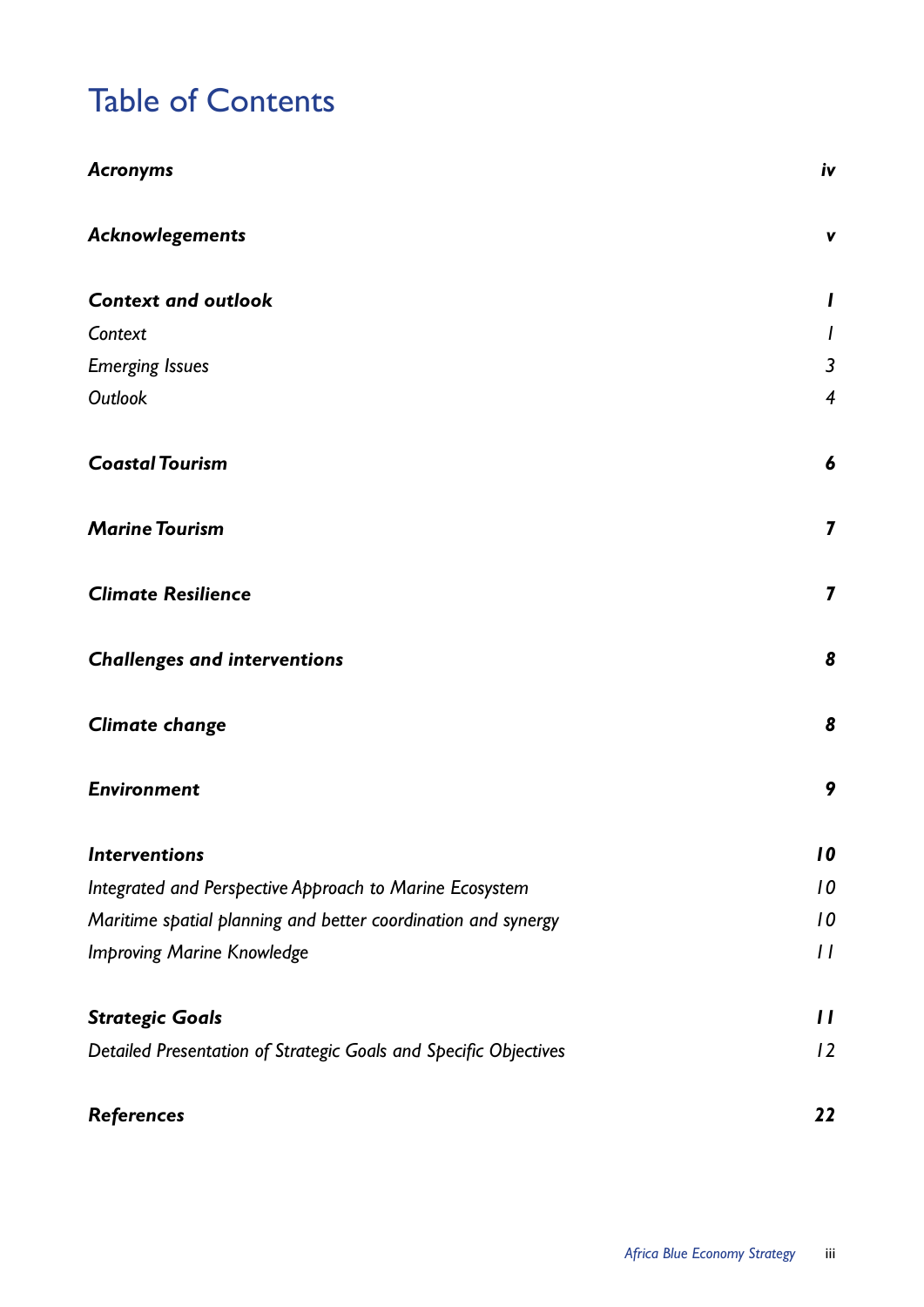# Table of Contents

| | |
|---|---|
| ***Acronyms*** | ***iv*** |
| ***Acknowledgements*** | ***v*** |
| ***Context and outlook*** | ***1*** |
| *Context* | *1* |
| *Emerging Issues* | *3* |
| *Outlook* | *4* |
| ***Coastal Tourism*** | ***6*** |
| ***Marine Tourism*** | ***7*** |
| ***Climate Resilience*** | ***7*** |
| ***Challenges and interventions*** | ***8*** |
| ***Climate change*** | ***8*** |
| ***Environment*** | ***9*** |
| ***Interventions*** | ***10*** |
| *Integrated and Perspective Approach to Marine Ecosystem* | *10* |
| *Maritime spatial planning and better coordination and synergy* | *10* |
| *Improving Marine Knowledge* | *11* |
| ***Strategic Goals*** | ***11*** |
| *Detailed Presentation of Strategic Goals and Specific Objectives* | *12* |
| ***References*** | ***22*** |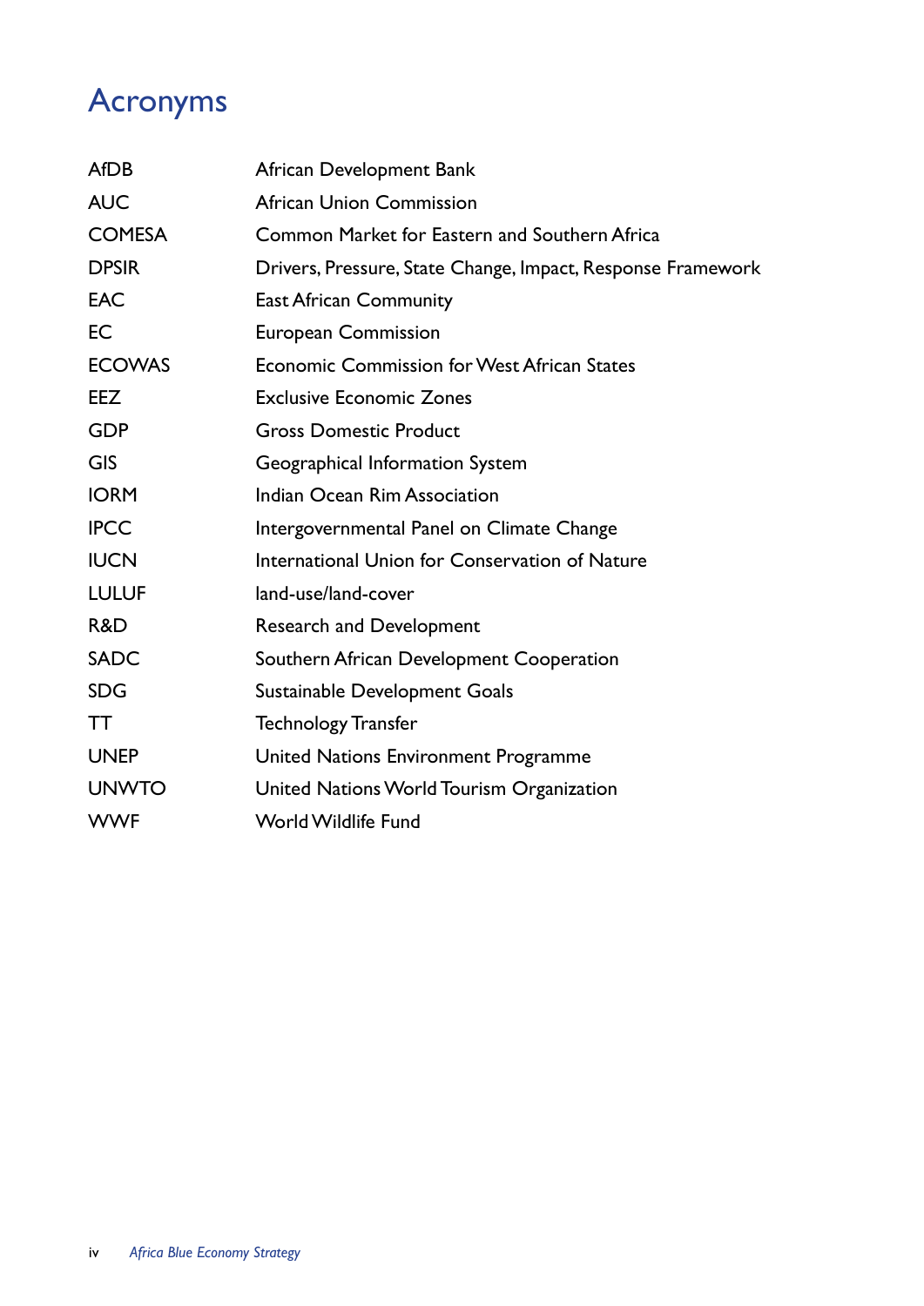# Acronyms

| | |
|---|---|
| AfDB | African Development Bank |
| AUC | African Union Commission |
| COMESA | Common Market for Eastern and Southern Africa |
| DPSIR | Drivers, Pressure, State Change, Impact, Response Framework |
| EAC | East African Community |
| EC | European Commission |
| ECOWAS | Economic Commission for West African States |
| EEZ | Exclusive Economic Zones |
| GDP | Gross Domestic Product |
| GIS | Geographical Information System |
| IORM | Indian Ocean Rim Association |
| IPCC | Intergovernmental Panel on Climate Change |
| IUCN | International Union for Conservation of Nature |
| LULUF | land-use/land-cover |
| R&D | Research and Development |
| SADC | Southern African Development Cooperation |
| SDG | Sustainable Development Goals |
| TT | Technology Transfer |
| UNEP | United Nations Environment Programme |
| UNWTO | United Nations World Tourism Organization |
| WWF | World Wildlife Fund |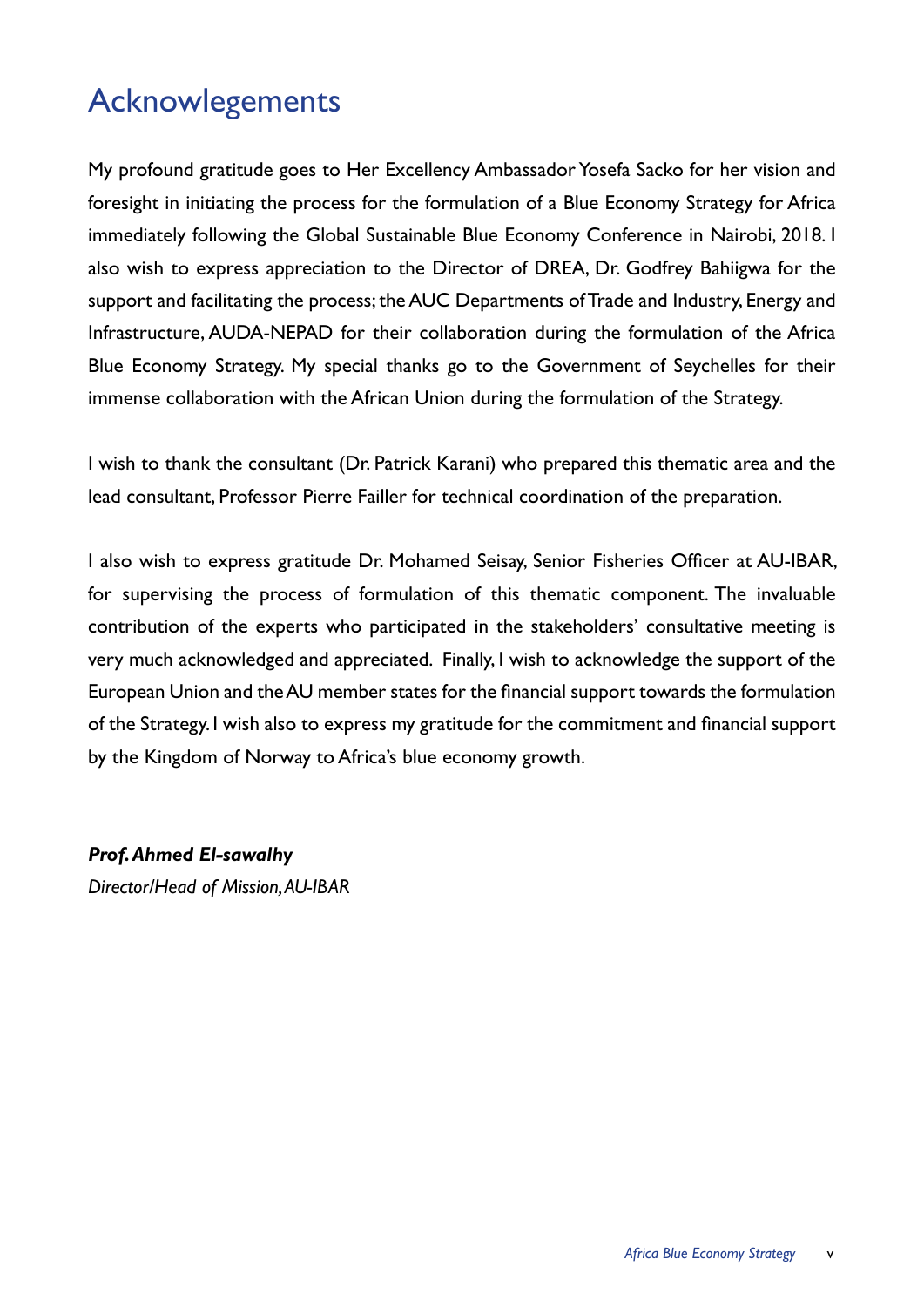# Acknowlegements

My profound gratitude goes to Her Excellency Ambassador Yosefa Sacko for her vision and foresight in initiating the process for the formulation of a Blue Economy Strategy for Africa immediately following the Global Sustainable Blue Economy Conference in Nairobi, 2018. I also wish to express appreciation to the Director of DREA, Dr. Godfrey Bahiigwa for the support and facilitating the process; the AUC Departments of Trade and Industry, Energy and Infrastructure, AUDA-NEPAD for their collaboration during the formulation of the Africa Blue Economy Strategy. My special thanks go to the Government of Seychelles for their immense collaboration with the African Union during the formulation of the Strategy.

I wish to thank the consultant (Dr. Patrick Karani) who prepared this thematic area and the lead consultant, Professor Pierre Failler for technical coordination of the preparation.

I also wish to express gratitude Dr. Mohamed Seisay, Senior Fisheries Officer at AU-IBAR, for supervising the process of formulation of this thematic component. The invaluable contribution of the experts who participated in the stakeholders' consultative meeting is very much acknowledged and appreciated. Finally, I wish to acknowledge the support of the European Union and the AU member states for the financial support towards the formulation of the Strategy. I wish also to express my gratitude for the commitment and financial support by the Kingdom of Norway to Africa's blue economy growth.

***Prof. Ahmed El-sawalhy***
*Director/Head of Mission, AU-IBAR*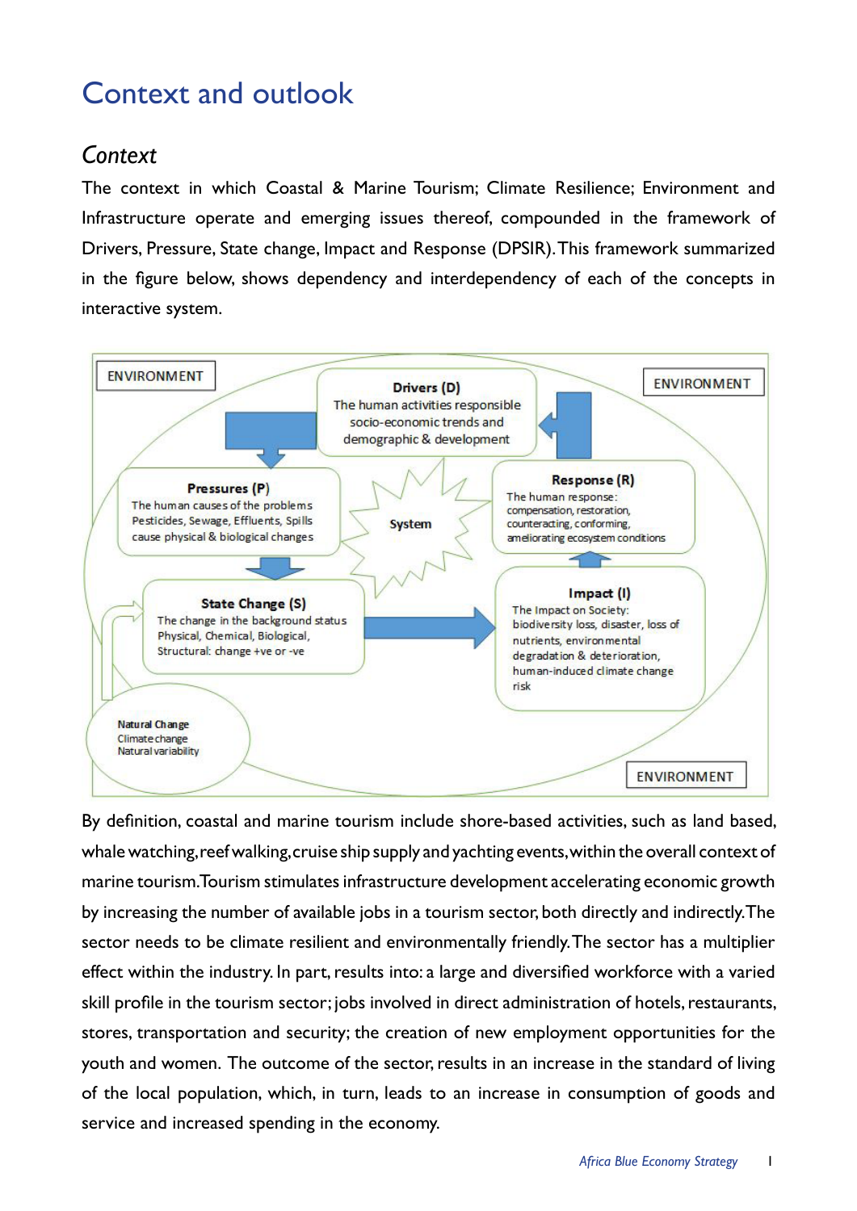# Context and outlook

## *Context*

The context in which Coastal & Marine Tourism; Climate Resilience; Environment and Infrastructure operate and emerging issues thereof, compounded in the framework of Drivers, Pressure, State change, Impact and Response (DPSIR). This framework summarized in the figure below, shows dependency and interdependency of each of the concepts in interactive system.

ENVIRONMENT

**Drivers (D)**
The human activities responsible socio-economic trends and demographic & development

ENVIRONMENT

**Pressures (P)**
The human causes of the problems Pesticides, Sewage, Effluents, Spills cause physical & biological changes

**System**

**Response (R)**
The human response: compensation, restoration, counteracting, conforming, ameliorating ecosystem conditions

**State Change (S)**
The change in the background status Physical, Chemical, Biological, Structural: change +ve or -ve

**Impact (I)**
The Impact on Society: biodiversity loss, disaster, loss of nutrients, environmental degradation & deterioration, human-induced climate change risk

**Natural Change**
Climate change
Natural variability

ENVIRONMENT

By definition, coastal and marine tourism include shore-based activities, such as land based, whale watching, reef walking, cruise ship supply and yachting events, within the overall context of marine tourism. Tourism stimulates infrastructure development accelerating economic growth by increasing the number of available jobs in a tourism sector, both directly and indirectly. The sector needs to be climate resilient and environmentally friendly. The sector has a multiplier effect within the industry. In part, results into: a large and diversified workforce with a varied skill profile in the tourism sector; jobs involved in direct administration of hotels, restaurants, stores, transportation and security; the creation of new employment opportunities for the youth and women. The outcome of the sector, results in an increase in the standard of living of the local population, which, in turn, leads to an increase in consumption of goods and service and increased spending in the economy.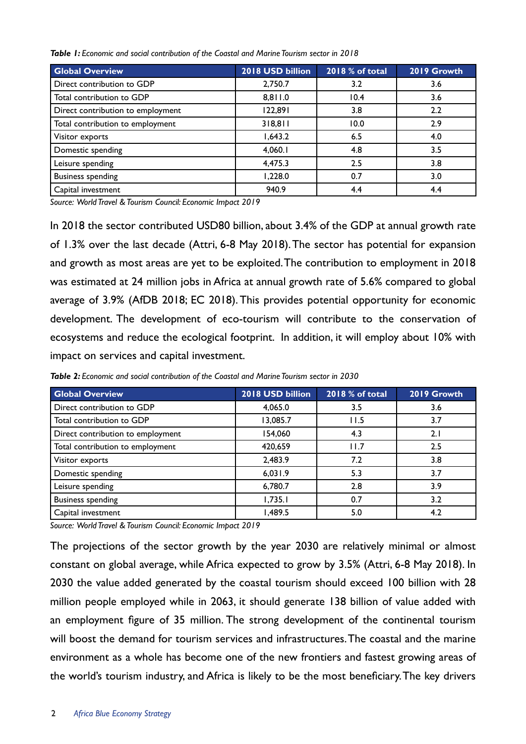***Table 1:** Economic and social contribution of the Coastal and Marine Tourism sector in 2018*

| Global Overview | 2018 USD billion | 2018 % of total | 2019 Growth |
|---|---|---|---|
| Direct contribution to GDP | 2,750.7 | 3.2 | 3.6 |
| Total contribution to GDP | 8,811.0 | 10.4 | 3.6 |
| Direct contribution to employment | 122,891 | 3.8 | 2.2 |
| Total contribution to employment | 318,811 | 10.0 | 2.9 |
| Visitor exports | 1,643.2 | 6.5 | 4.0 |
| Domestic spending | 4,060.1 | 4.8 | 3.5 |
| Leisure spending | 4,475.3 | 2.5 | 3.8 |
| Business spending | 1,228.0 | 0.7 | 3.0 |
| Capital investment | 940.9 | 4.4 | 4.4 |

*Source: World Travel & Tourism Council: Economic Impact 2019*

In 2018 the sector contributed USD80 billion, about 3.4% of the GDP at annual growth rate of 1.3% over the last decade (Attri, 6-8 May 2018). The sector has potential for expansion and growth as most areas are yet to be exploited. The contribution to employment in 2018 was estimated at 24 million jobs in Africa at annual growth rate of 5.6% compared to global average of 3.9% (AfDB 2018; EC 2018). This provides potential opportunity for economic development. The development of eco-tourism will contribute to the conservation of ecosystems and reduce the ecological footprint. In addition, it will employ about 10% with impact on services and capital investment.

***Table 2:** Economic and social contribution of the Coastal and Marine Tourism sector in 2030*

| Global Overview | 2018 USD billion | 2018 % of total | 2019 Growth |
|---|---|---|---|
| Direct contribution to GDP | 4,065.0 | 3.5 | 3.6 |
| Total contribution to GDP | 13,085.7 | 11.5 | 3.7 |
| Direct contribution to employment | 154,060 | 4.3 | 2.1 |
| Total contribution to employment | 420,659 | 11.7 | 2.5 |
| Visitor exports | 2,483.9 | 7.2 | 3.8 |
| Domestic spending | 6,031.9 | 5.3 | 3.7 |
| Leisure spending | 6,780.7 | 2.8 | 3.9 |
| Business spending | 1,735.1 | 0.7 | 3.2 |
| Capital investment | 1,489.5 | 5.0 | 4.2 |

*Source: World Travel & Tourism Council: Economic Impact 2019*

The projections of the sector growth by the year 2030 are relatively minimal or almost constant on global average, while Africa expected to grow by 3.5% (Attri, 6-8 May 2018). In 2030 the value added generated by the coastal tourism should exceed 100 billion with 28 million people employed while in 2063, it should generate 138 billion of value added with an employment figure of 35 million. The strong development of the continental tourism will boost the demand for tourism services and infrastructures. The coastal and the marine environment as a whole has become one of the new frontiers and fastest growing areas of the world's tourism industry, and Africa is likely to be the most beneficiary. The key drivers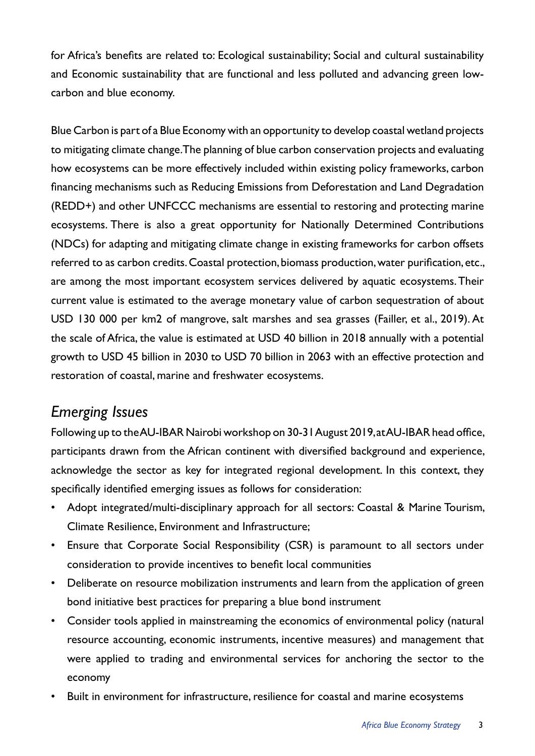for Africa's benefits are related to: Ecological sustainability; Social and cultural sustainability and Economic sustainability that are functional and less polluted and advancing green low-carbon and blue economy.

Blue Carbon is part of a Blue Economy with an opportunity to develop coastal wetland projects to mitigating climate change. The planning of blue carbon conservation projects and evaluating how ecosystems can be more effectively included within existing policy frameworks, carbon financing mechanisms such as Reducing Emissions from Deforestation and Land Degradation (REDD+) and other UNFCCC mechanisms are essential to restoring and protecting marine ecosystems. There is also a great opportunity for Nationally Determined Contributions (NDCs) for adapting and mitigating climate change in existing frameworks for carbon offsets referred to as carbon credits. Coastal protection, biomass production, water purification, etc., are among the most important ecosystem services delivered by aquatic ecosystems. Their current value is estimated to the average monetary value of carbon sequestration of about USD 130 000 per km2 of mangrove, salt marshes and sea grasses (Failler, et al., 2019). At the scale of Africa, the value is estimated at USD 40 billion in 2018 annually with a potential growth to USD 45 billion in 2030 to USD 70 billion in 2063 with an effective protection and restoration of coastal, marine and freshwater ecosystems.

## *Emerging Issues*

Following up to the AU-IBAR Nairobi workshop on 30-31 August 2019, at AU-IBAR head office, participants drawn from the African continent with diversified background and experience, acknowledge the sector as key for integrated regional development. In this context, they specifically identified emerging issues as follows for consideration:

- Adopt integrated/multi-disciplinary approach for all sectors: Coastal & Marine Tourism, Climate Resilience, Environment and Infrastructure;
- Ensure that Corporate Social Responsibility (CSR) is paramount to all sectors under consideration to provide incentives to benefit local communities
- Deliberate on resource mobilization instruments and learn from the application of green bond initiative best practices for preparing a blue bond instrument
- Consider tools applied in mainstreaming the economics of environmental policy (natural resource accounting, economic instruments, incentive measures) and management that were applied to trading and environmental services for anchoring the sector to the economy
- Built in environment for infrastructure, resilience for coastal and marine ecosystems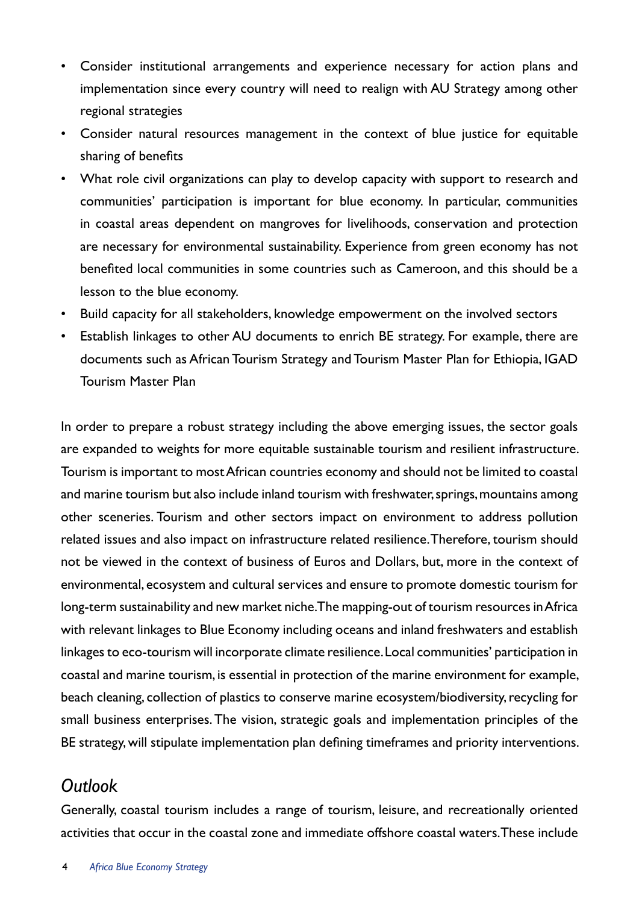- Consider institutional arrangements and experience necessary for action plans and implementation since every country will need to realign with AU Strategy among other regional strategies
- Consider natural resources management in the context of blue justice for equitable sharing of benefits
- What role civil organizations can play to develop capacity with support to research and communities' participation is important for blue economy. In particular, communities in coastal areas dependent on mangroves for livelihoods, conservation and protection are necessary for environmental sustainability. Experience from green economy has not benefited local communities in some countries such as Cameroon, and this should be a lesson to the blue economy.
- Build capacity for all stakeholders, knowledge empowerment on the involved sectors
- Establish linkages to other AU documents to enrich BE strategy. For example, there are documents such as African Tourism Strategy and Tourism Master Plan for Ethiopia, IGAD Tourism Master Plan

In order to prepare a robust strategy including the above emerging issues, the sector goals are expanded to weights for more equitable sustainable tourism and resilient infrastructure. Tourism is important to most African countries economy and should not be limited to coastal and marine tourism but also include inland tourism with freshwater, springs, mountains among other sceneries. Tourism and other sectors impact on environment to address pollution related issues and also impact on infrastructure related resilience. Therefore, tourism should not be viewed in the context of business of Euros and Dollars, but, more in the context of environmental, ecosystem and cultural services and ensure to promote domestic tourism for long-term sustainability and new market niche. The mapping-out of tourism resources in Africa with relevant linkages to Blue Economy including oceans and inland freshwaters and establish linkages to eco-tourism will incorporate climate resilience. Local communities' participation in coastal and marine tourism, is essential in protection of the marine environment for example, beach cleaning, collection of plastics to conserve marine ecosystem/biodiversity, recycling for small business enterprises. The vision, strategic goals and implementation principles of the BE strategy, will stipulate implementation plan defining timeframes and priority interventions.

## *Outlook*

Generally, coastal tourism includes a range of tourism, leisure, and recreationally oriented activities that occur in the coastal zone and immediate offshore coastal waters. These include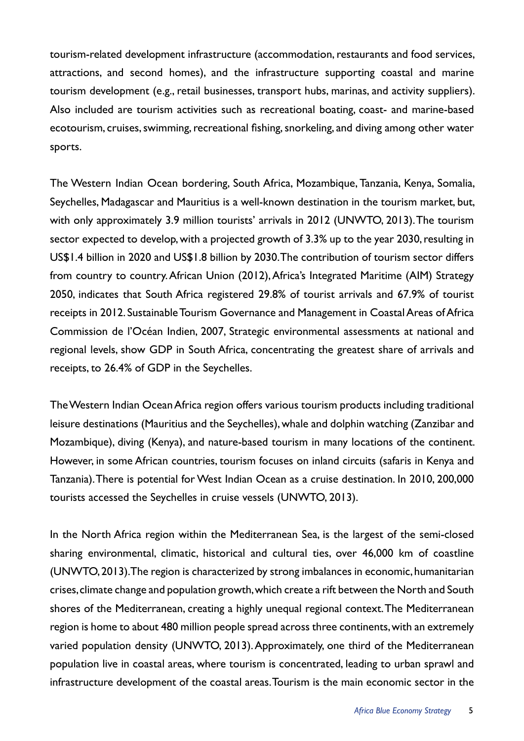tourism-related development infrastructure (accommodation, restaurants and food services, attractions, and second homes), and the infrastructure supporting coastal and marine tourism development (e.g., retail businesses, transport hubs, marinas, and activity suppliers). Also included are tourism activities such as recreational boating, coast- and marine-based ecotourism, cruises, swimming, recreational fishing, snorkeling, and diving among other water sports.

The Western Indian Ocean bordering, South Africa, Mozambique, Tanzania, Kenya, Somalia, Seychelles, Madagascar and Mauritius is a well-known destination in the tourism market, but, with only approximately 3.9 million tourists' arrivals in 2012 (UNWTO, 2013). The tourism sector expected to develop, with a projected growth of 3.3% up to the year 2030, resulting in US$1.4 billion in 2020 and US$1.8 billion by 2030. The contribution of tourism sector differs from country to country. African Union (2012), Africa's Integrated Maritime (AIM) Strategy 2050, indicates that South Africa registered 29.8% of tourist arrivals and 67.9% of tourist receipts in 2012. Sustainable Tourism Governance and Management in Coastal Areas of Africa Commission de l'Océan Indien, 2007, Strategic environmental assessments at national and regional levels, show GDP in South Africa, concentrating the greatest share of arrivals and receipts, to 26.4% of GDP in the Seychelles.

The Western Indian Ocean Africa region offers various tourism products including traditional leisure destinations (Mauritius and the Seychelles), whale and dolphin watching (Zanzibar and Mozambique), diving (Kenya), and nature-based tourism in many locations of the continent. However, in some African countries, tourism focuses on inland circuits (safaris in Kenya and Tanzania). There is potential for West Indian Ocean as a cruise destination. In 2010, 200,000 tourists accessed the Seychelles in cruise vessels (UNWTO, 2013).

In the North Africa region within the Mediterranean Sea, is the largest of the semi-closed sharing environmental, climatic, historical and cultural ties, over 46,000 km of coastline (UNWTO, 2013). The region is characterized by strong imbalances in economic, humanitarian crises, climate change and population growth, which create a rift between the North and South shores of the Mediterranean, creating a highly unequal regional context. The Mediterranean region is home to about 480 million people spread across three continents, with an extremely varied population density (UNWTO, 2013). Approximately, one third of the Mediterranean population live in coastal areas, where tourism is concentrated, leading to urban sprawl and infrastructure development of the coastal areas. Tourism is the main economic sector in the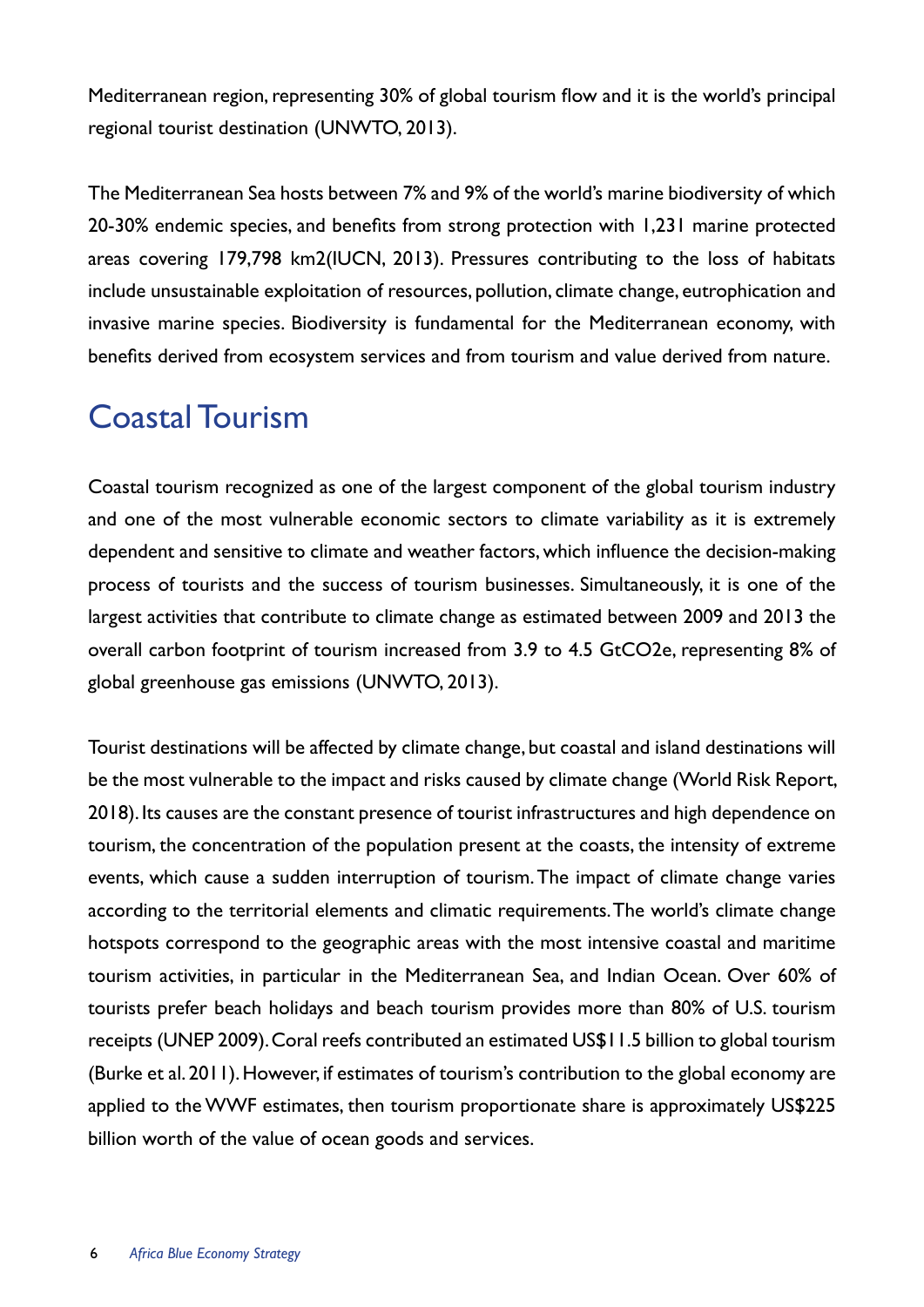Mediterranean region, representing 30% of global tourism flow and it is the world's principal regional tourist destination (UNWTO, 2013).

The Mediterranean Sea hosts between 7% and 9% of the world's marine biodiversity of which 20-30% endemic species, and benefits from strong protection with 1,231 marine protected areas covering 179,798 km2(IUCN, 2013). Pressures contributing to the loss of habitats include unsustainable exploitation of resources, pollution, climate change, eutrophication and invasive marine species. Biodiversity is fundamental for the Mediterranean economy, with benefits derived from ecosystem services and from tourism and value derived from nature.

## Coastal Tourism

Coastal tourism recognized as one of the largest component of the global tourism industry and one of the most vulnerable economic sectors to climate variability as it is extremely dependent and sensitive to climate and weather factors, which influence the decision-making process of tourists and the success of tourism businesses. Simultaneously, it is one of the largest activities that contribute to climate change as estimated between 2009 and 2013 the overall carbon footprint of tourism increased from 3.9 to 4.5 GtCO2e, representing 8% of global greenhouse gas emissions (UNWTO, 2013).

Tourist destinations will be affected by climate change, but coastal and island destinations will be the most vulnerable to the impact and risks caused by climate change (World Risk Report, 2018). Its causes are the constant presence of tourist infrastructures and high dependence on tourism, the concentration of the population present at the coasts, the intensity of extreme events, which cause a sudden interruption of tourism. The impact of climate change varies according to the territorial elements and climatic requirements. The world's climate change hotspots correspond to the geographic areas with the most intensive coastal and maritime tourism activities, in particular in the Mediterranean Sea, and Indian Ocean. Over 60% of tourists prefer beach holidays and beach tourism provides more than 80% of U.S. tourism receipts (UNEP 2009). Coral reefs contributed an estimated US$11.5 billion to global tourism (Burke et al. 2011). However, if estimates of tourism's contribution to the global economy are applied to the WWF estimates, then tourism proportionate share is approximately US$225 billion worth of the value of ocean goods and services.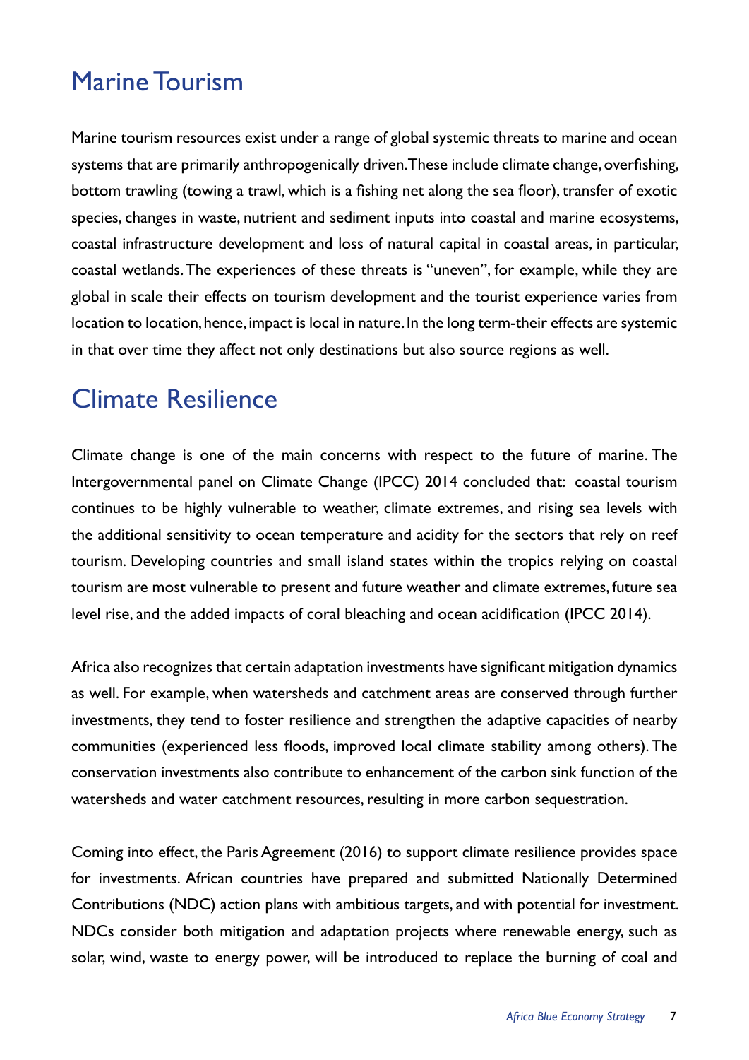## Marine Tourism

Marine tourism resources exist under a range of global systemic threats to marine and ocean systems that are primarily anthropogenically driven. These include climate change, overfishing, bottom trawling (towing a trawl, which is a fishing net along the sea floor), transfer of exotic species, changes in waste, nutrient and sediment inputs into coastal and marine ecosystems, coastal infrastructure development and loss of natural capital in coastal areas, in particular, coastal wetlands. The experiences of these threats is "uneven", for example, while they are global in scale their effects on tourism development and the tourist experience varies from location to location, hence, impact is local in nature. In the long term-their effects are systemic in that over time they affect not only destinations but also source regions as well.

## Climate Resilience

Climate change is one of the main concerns with respect to the future of marine. The Intergovernmental panel on Climate Change (IPCC) 2014 concluded that: coastal tourism continues to be highly vulnerable to weather, climate extremes, and rising sea levels with the additional sensitivity to ocean temperature and acidity for the sectors that rely on reef tourism. Developing countries and small island states within the tropics relying on coastal tourism are most vulnerable to present and future weather and climate extremes, future sea level rise, and the added impacts of coral bleaching and ocean acidification (IPCC 2014).

Africa also recognizes that certain adaptation investments have significant mitigation dynamics as well. For example, when watersheds and catchment areas are conserved through further investments, they tend to foster resilience and strengthen the adaptive capacities of nearby communities (experienced less floods, improved local climate stability among others). The conservation investments also contribute to enhancement of the carbon sink function of the watersheds and water catchment resources, resulting in more carbon sequestration.

Coming into effect, the Paris Agreement (2016) to support climate resilience provides space for investments. African countries have prepared and submitted Nationally Determined Contributions (NDC) action plans with ambitious targets, and with potential for investment. NDCs consider both mitigation and adaptation projects where renewable energy, such as solar, wind, waste to energy power, will be introduced to replace the burning of coal and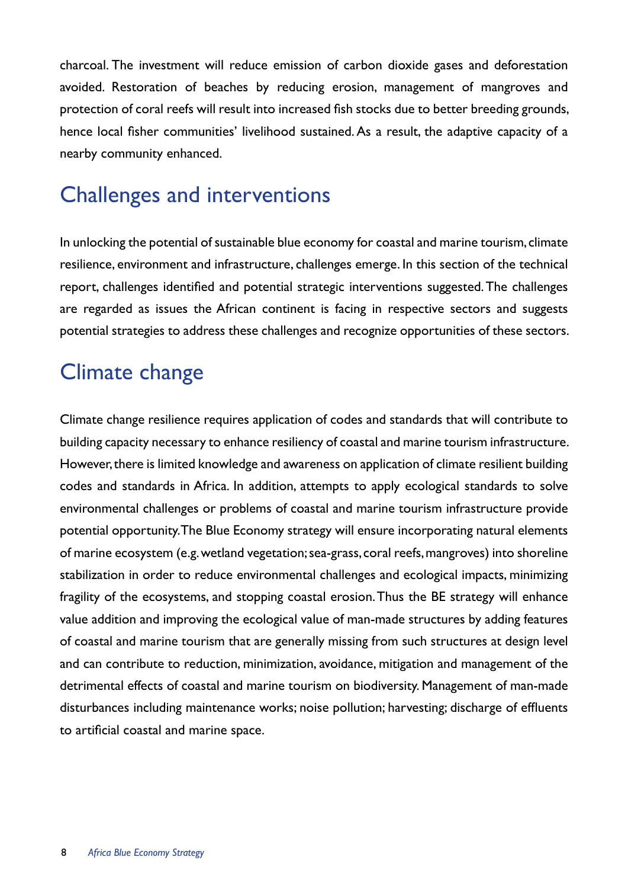charcoal. The investment will reduce emission of carbon dioxide gases and deforestation avoided. Restoration of beaches by reducing erosion, management of mangroves and protection of coral reefs will result into increased fish stocks due to better breeding grounds, hence local fisher communities' livelihood sustained. As a result, the adaptive capacity of a nearby community enhanced.

## Challenges and interventions

In unlocking the potential of sustainable blue economy for coastal and marine tourism, climate resilience, environment and infrastructure, challenges emerge. In this section of the technical report, challenges identified and potential strategic interventions suggested. The challenges are regarded as issues the African continent is facing in respective sectors and suggests potential strategies to address these challenges and recognize opportunities of these sectors.

## Climate change

Climate change resilience requires application of codes and standards that will contribute to building capacity necessary to enhance resiliency of coastal and marine tourism infrastructure. However, there is limited knowledge and awareness on application of climate resilient building codes and standards in Africa. In addition, attempts to apply ecological standards to solve environmental challenges or problems of coastal and marine tourism infrastructure provide potential opportunity. The Blue Economy strategy will ensure incorporating natural elements of marine ecosystem (e.g. wetland vegetation; sea-grass, coral reefs, mangroves) into shoreline stabilization in order to reduce environmental challenges and ecological impacts, minimizing fragility of the ecosystems, and stopping coastal erosion. Thus the BE strategy will enhance value addition and improving the ecological value of man-made structures by adding features of coastal and marine tourism that are generally missing from such structures at design level and can contribute to reduction, minimization, avoidance, mitigation and management of the detrimental effects of coastal and marine tourism on biodiversity. Management of man-made disturbances including maintenance works; noise pollution; harvesting; discharge of effluents to artificial coastal and marine space.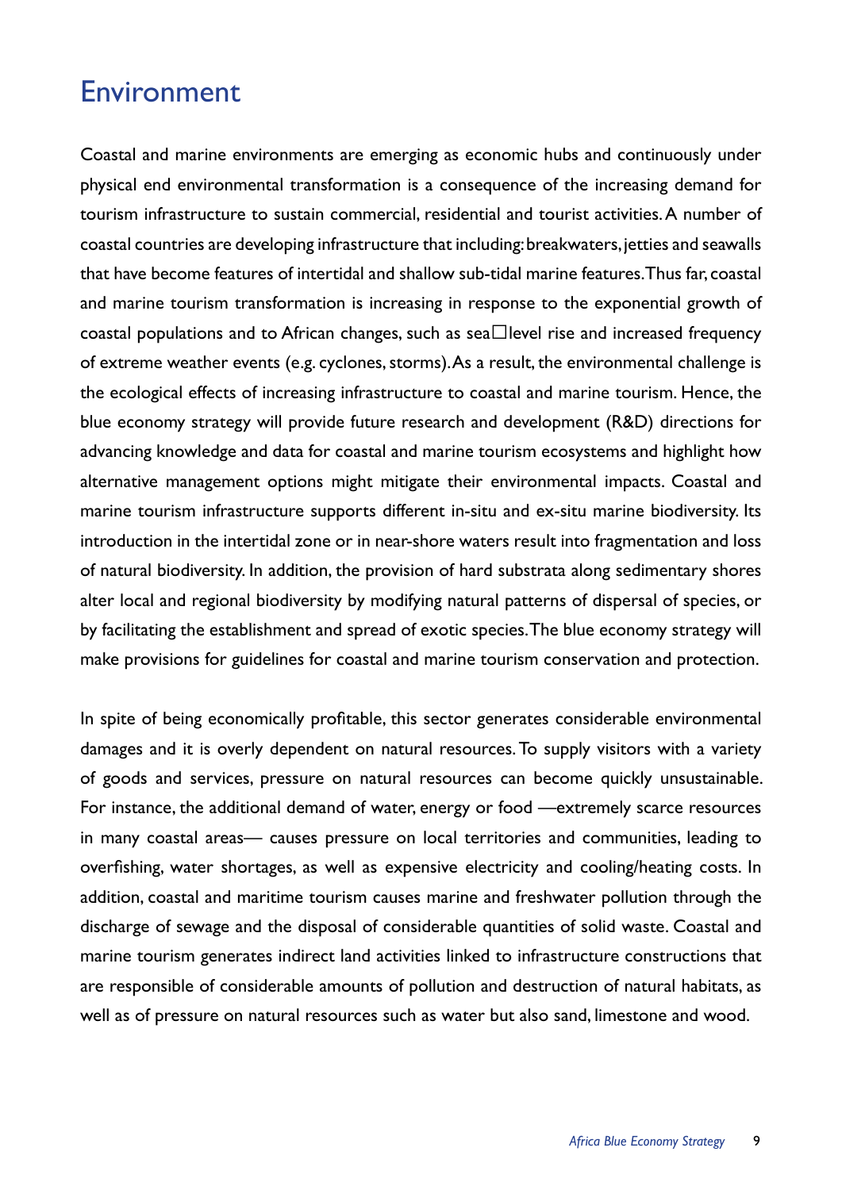# Environment

Coastal and marine environments are emerging as economic hubs and continuously under physical end environmental transformation is a consequence of the increasing demand for tourism infrastructure to sustain commercial, residential and tourist activities. A number of coastal countries are developing infrastructure that including: breakwaters, jetties and seawalls that have become features of intertidal and shallow sub-tidal marine features. Thus far, coastal and marine tourism transformation is increasing in response to the exponential growth of coastal populations and to African changes, such as sea□level rise and increased frequency of extreme weather events (e.g. cyclones, storms). As a result, the environmental challenge is the ecological effects of increasing infrastructure to coastal and marine tourism. Hence, the blue economy strategy will provide future research and development (R&D) directions for advancing knowledge and data for coastal and marine tourism ecosystems and highlight how alternative management options might mitigate their environmental impacts. Coastal and marine tourism infrastructure supports different in-situ and ex-situ marine biodiversity. Its introduction in the intertidal zone or in near-shore waters result into fragmentation and loss of natural biodiversity. In addition, the provision of hard substrata along sedimentary shores alter local and regional biodiversity by modifying natural patterns of dispersal of species, or by facilitating the establishment and spread of exotic species. The blue economy strategy will make provisions for guidelines for coastal and marine tourism conservation and protection.

In spite of being economically profitable, this sector generates considerable environmental damages and it is overly dependent on natural resources. To supply visitors with a variety of goods and services, pressure on natural resources can become quickly unsustainable. For instance, the additional demand of water, energy or food —extremely scarce resources in many coastal areas— causes pressure on local territories and communities, leading to overfishing, water shortages, as well as expensive electricity and cooling/heating costs. In addition, coastal and maritime tourism causes marine and freshwater pollution through the discharge of sewage and the disposal of considerable quantities of solid waste. Coastal and marine tourism generates indirect land activities linked to infrastructure constructions that are responsible of considerable amounts of pollution and destruction of natural habitats, as well as of pressure on natural resources such as water but also sand, limestone and wood.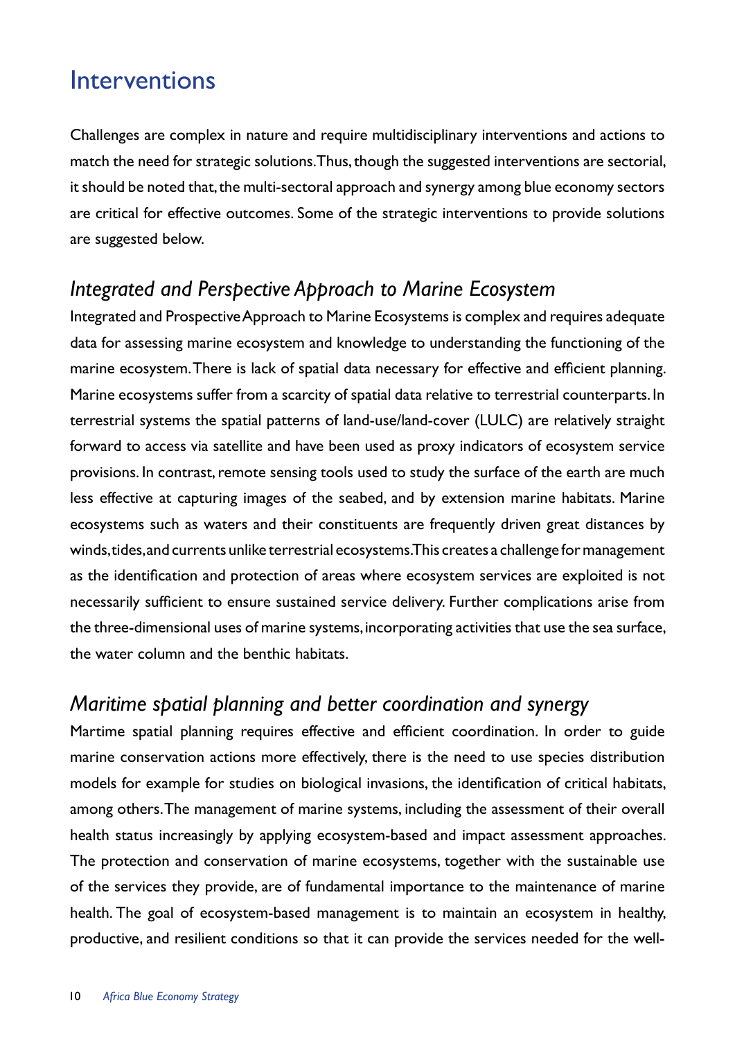# Interventions

Challenges are complex in nature and require multidisciplinary interventions and actions to match the need for strategic solutions. Thus, though the suggested interventions are sectorial, it should be noted that, the multi-sectoral approach and synergy among blue economy sectors are critical for effective outcomes. Some of the strategic interventions to provide solutions are suggested below.

## *Integrated and Perspective Approach to Marine Ecosystem*

Integrated and Prospective Approach to Marine Ecosystems is complex and requires adequate data for assessing marine ecosystem and knowledge to understanding the functioning of the marine ecosystem. There is lack of spatial data necessary for effective and efficient planning. Marine ecosystems suffer from a scarcity of spatial data relative to terrestrial counterparts. In terrestrial systems the spatial patterns of land-use/land-cover (LULC) are relatively straight forward to access via satellite and have been used as proxy indicators of ecosystem service provisions. In contrast, remote sensing tools used to study the surface of the earth are much less effective at capturing images of the seabed, and by extension marine habitats. Marine ecosystems such as waters and their constituents are frequently driven great distances by winds, tides, and currents unlike terrestrial ecosystems. This creates a challenge for management as the identification and protection of areas where ecosystem services are exploited is not necessarily sufficient to ensure sustained service delivery. Further complications arise from the three-dimensional uses of marine systems, incorporating activities that use the sea surface, the water column and the benthic habitats.

## *Maritime spatial planning and better coordination and synergy*

Martime spatial planning requires effective and efficient coordination. In order to guide marine conservation actions more effectively, there is the need to use species distribution models for example for studies on biological invasions, the identification of critical habitats, among others. The management of marine systems, including the assessment of their overall health status increasingly by applying ecosystem-based and impact assessment approaches. The protection and conservation of marine ecosystems, together with the sustainable use of the services they provide, are of fundamental importance to the maintenance of marine health. The goal of ecosystem-based management is to maintain an ecosystem in healthy, productive, and resilient conditions so that it can provide the services needed for the well-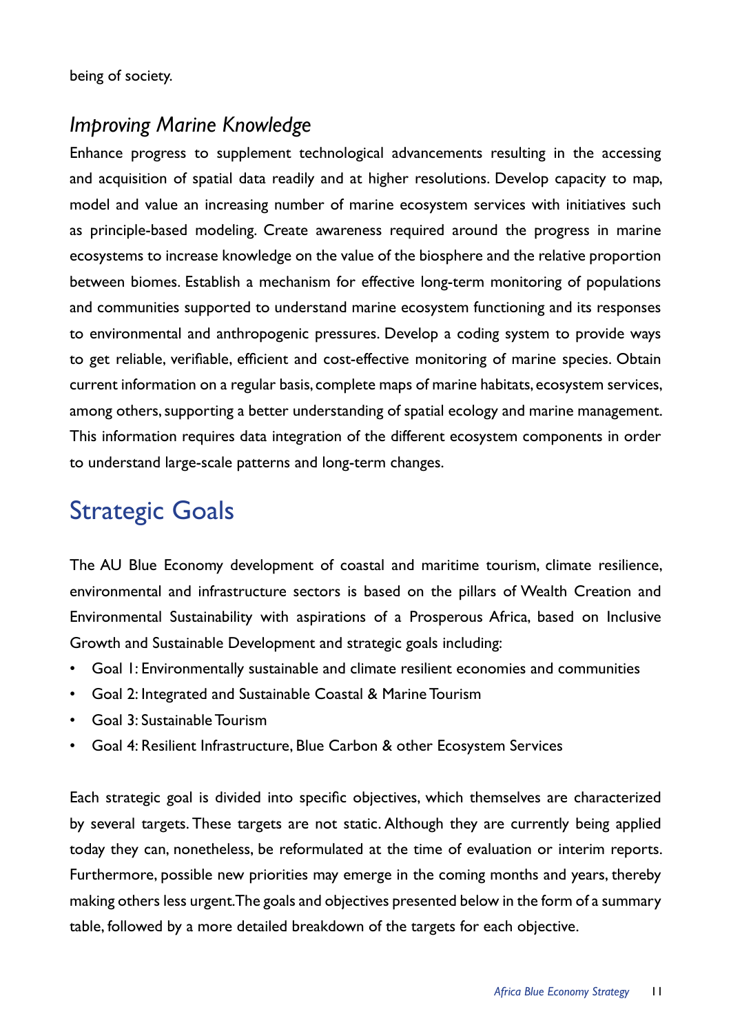being of society.

### *Improving Marine Knowledge*

Enhance progress to supplement technological advancements resulting in the accessing and acquisition of spatial data readily and at higher resolutions. Develop capacity to map, model and value an increasing number of marine ecosystem services with initiatives such as principle-based modeling. Create awareness required around the progress in marine ecosystems to increase knowledge on the value of the biosphere and the relative proportion between biomes. Establish a mechanism for effective long-term monitoring of populations and communities supported to understand marine ecosystem functioning and its responses to environmental and anthropogenic pressures. Develop a coding system to provide ways to get reliable, verifiable, efficient and cost-effective monitoring of marine species. Obtain current information on a regular basis, complete maps of marine habitats, ecosystem services, among others, supporting a better understanding of spatial ecology and marine management. This information requires data integration of the different ecosystem components in order to understand large-scale patterns and long-term changes.

## Strategic Goals

The AU Blue Economy development of coastal and maritime tourism, climate resilience, environmental and infrastructure sectors is based on the pillars of Wealth Creation and Environmental Sustainability with aspirations of a Prosperous Africa, based on Inclusive Growth and Sustainable Development and strategic goals including:

- Goal 1: Environmentally sustainable and climate resilient economies and communities
- Goal 2: Integrated and Sustainable Coastal & Marine Tourism
- Goal 3: Sustainable Tourism
- Goal 4: Resilient Infrastructure, Blue Carbon & other Ecosystem Services

Each strategic goal is divided into specific objectives, which themselves are characterized by several targets. These targets are not static. Although they are currently being applied today they can, nonetheless, be reformulated at the time of evaluation or interim reports. Furthermore, possible new priorities may emerge in the coming months and years, thereby making others less urgent.The goals and objectives presented below in the form of a summary table, followed by a more detailed breakdown of the targets for each objective.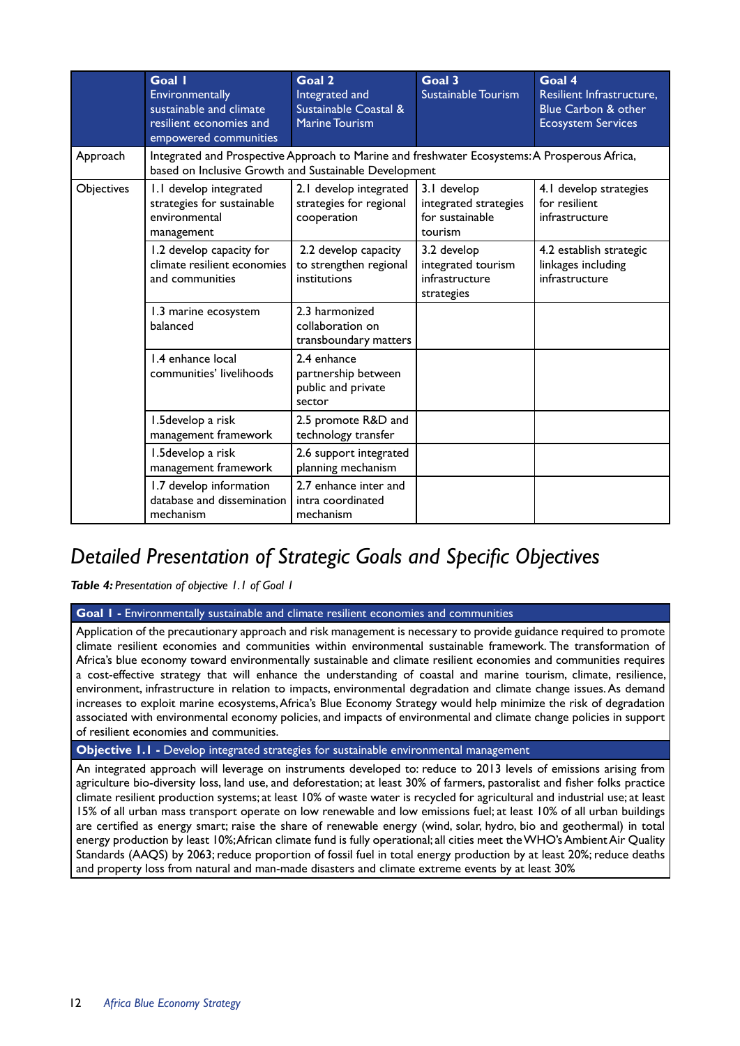| | **Goal 1** Environmentally sustainable and climate resilient economies and empowered communities | **Goal 2** Integrated and Sustainable Coastal & Marine Tourism | **Goal 3** Sustainable Tourism | **Goal 4** Resilient Infrastructure, Blue Carbon & other Ecosystem Services |
|---|---|---|---|---|
| Approach | Integrated and Prospective Approach to Marine and freshwater Ecosystems: A Prosperous Africa, based on Inclusive Growth and Sustainable Development | | | |
| Objectives | 1.1 develop integrated strategies for sustainable environmental management | 2.1 develop integrated strategies for regional cooperation | 3.1 develop integrated strategies for sustainable tourism | 4.1 develop strategies for resilient infrastructure |
| | 1.2 develop capacity for climate resilient economies and communities | 2.2 develop capacity to strengthen regional institutions | 3.2 develop integrated tourism infrastructure strategies | 4.2 establish strategic linkages including infrastructure |
| | 1.3 marine ecosystem balanced | 2.3 harmonized collaboration on transboundary matters | | |
| | 1.4 enhance local communities' livelihoods | 2.4 enhance partnership between public and private sector | | |
| | 1.5develop a risk management framework | 2.5 promote R&D and technology transfer | | |
| | 1.5develop a risk management framework | 2.6 support integrated planning mechanism | | |
| | 1.7 develop information database and dissemination mechanism | 2.7 enhance inter and intra coordinated mechanism | | |

# Detailed Presentation of Strategic Goals and Specific Objectives

***Table 4:** Presentation of objective 1.1 of Goal 1*

| **Goal 1 -** Environmentally sustainable and climate resilient economies and communities |
|---|
| Application of the precautionary approach and risk management is necessary to provide guidance required to promote climate resilient economies and communities within environmental sustainable framework. The transformation of Africa's blue economy toward environmentally sustainable and climate resilient economies and communities requires a cost-effective strategy that will enhance the understanding of coastal and marine tourism, climate, resilience, environment, infrastructure in relation to impacts, environmental degradation and climate change issues. As demand increases to exploit marine ecosystems, Africa's Blue Economy Strategy would help minimize the risk of degradation associated with environmental economy policies, and impacts of environmental and climate change policies in support of resilient economies and communities. |
| **Objective 1.1 -** Develop integrated strategies for sustainable environmental management |
| An integrated approach will leverage on instruments developed to: reduce to 2013 levels of emissions arising from agriculture bio-diversity loss, land use, and deforestation; at least 30% of farmers, pastoralist and fisher folks practice climate resilient production systems; at least 10% of waste water is recycled for agricultural and industrial use; at least 15% of all urban mass transport operate on low renewable and low emissions fuel; at least 10% of all urban buildings are certified as energy smart; raise the share of renewable energy (wind, solar, hydro, bio and geothermal) in total energy production by least 10%; African climate fund is fully operational; all cities meet the WHO's Ambient Air Quality Standards (AAQS) by 2063; reduce proportion of fossil fuel in total energy production by at least 20%; reduce deaths and property loss from natural and man-made disasters and climate extreme events by at least 30% |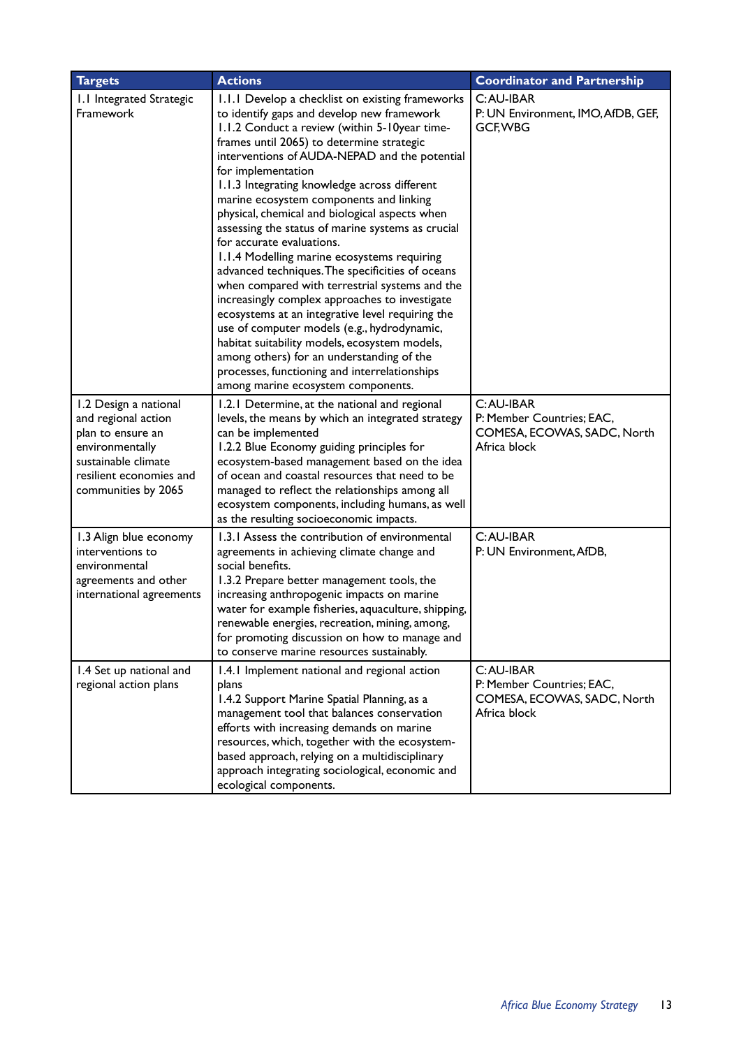| Targets | Actions | Coordinator and Partnership |
|---|---|---|
| 1.1 Integrated Strategic Framework | 1.1.1 Develop a checklist on existing frameworks to identify gaps and develop new framework<br>1.1.2 Conduct a review (within 5-10year time-frames until 2065) to determine strategic interventions of AUDA-NEPAD and the potential for implementation<br>1.1.3 Integrating knowledge across different marine ecosystem components and linking physical, chemical and biological aspects when assessing the status of marine systems as crucial for accurate evaluations.<br>1.1.4 Modelling marine ecosystems requiring advanced techniques. The specificities of oceans when compared with terrestrial systems and the increasingly complex approaches to investigate ecosystems at an integrative level requiring the use of computer models (e.g., hydrodynamic, habitat suitability models, ecosystem models, among others) for an understanding of the processes, functioning and interrelationships among marine ecosystem components. | C: AU-IBAR<br>P: UN Environment, IMO, AfDB, GEF, GCF, WBG |
| 1.2 Design a national and regional action plan to ensure an environmentally sustainable climate resilient economies and communities by 2065 | 1.2.1 Determine, at the national and regional levels, the means by which an integrated strategy can be implemented<br>1.2.2 Blue Economy guiding principles for ecosystem-based management based on the idea of ocean and coastal resources that need to be managed to reflect the relationships among all ecosystem components, including humans, as well as the resulting socioeconomic impacts. | C: AU-IBAR<br>P: Member Countries; EAC, COMESA, ECOWAS, SADC, North Africa block |
| 1.3 Align blue economy interventions to environmental agreements and other international agreements | 1.3.1 Assess the contribution of environmental agreements in achieving climate change and social benefits.<br>1.3.2 Prepare better management tools, the increasing anthropogenic impacts on marine water for example fisheries, aquaculture, shipping, renewable energies, recreation, mining, among, for promoting discussion on how to manage and to conserve marine resources sustainably. | C: AU-IBAR<br>P: UN Environment, AfDB, |
| 1.4 Set up national and regional action plans | 1.4.1 Implement national and regional action plans<br>1.4.2 Support Marine Spatial Planning, as a management tool that balances conservation efforts with increasing demands on marine resources, which, together with the ecosystem-based approach, relying on a multidisciplinary approach integrating sociological, economic and ecological components. | C: AU-IBAR<br>P: Member Countries; EAC, COMESA, ECOWAS, SADC, North Africa block |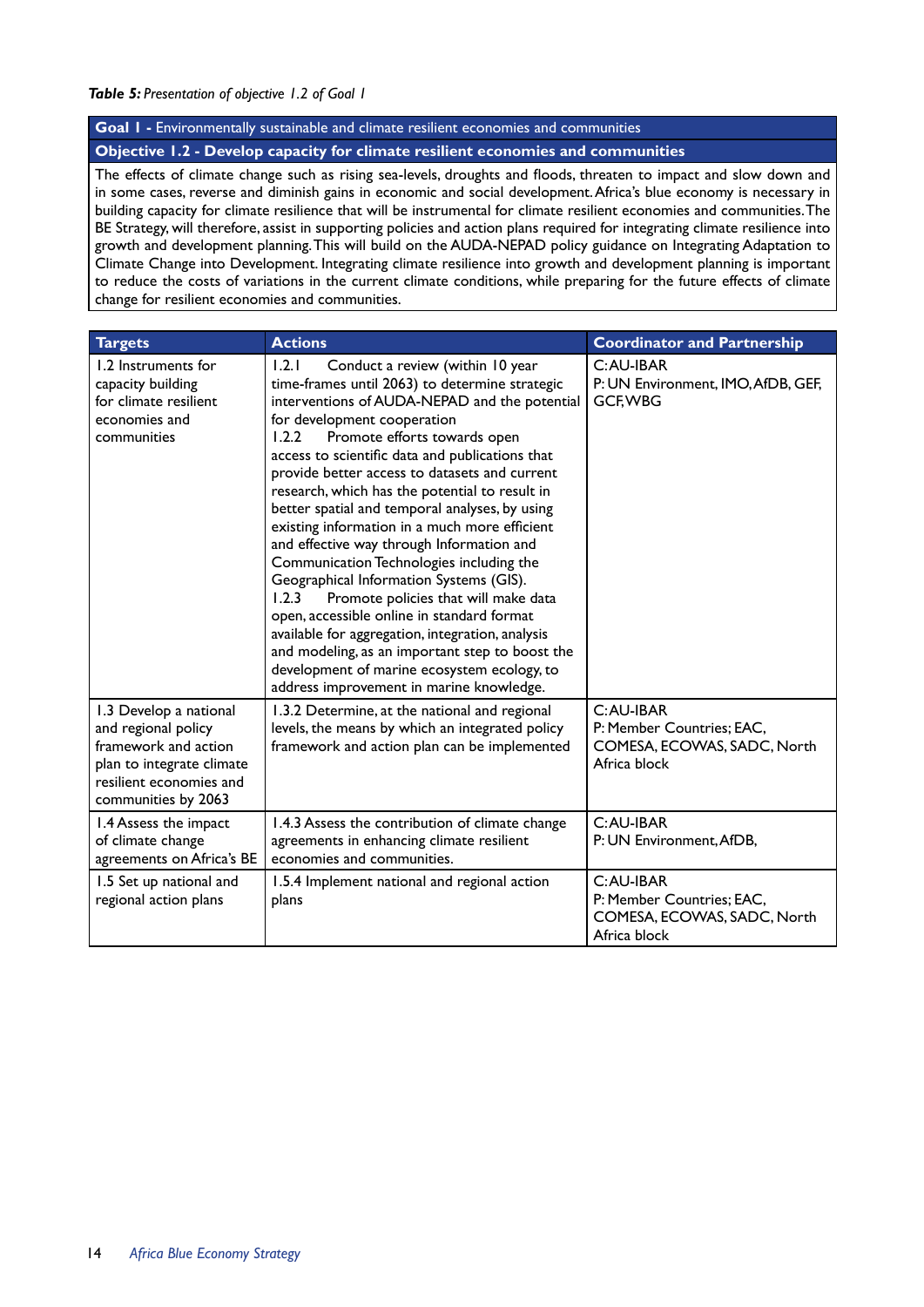***Table 5:*** *Presentation of objective 1.2 of Goal 1*

| **Goal 1 -** Environmentally sustainable and climate resilient economies and communities |
|---|
| **Objective 1.2 - Develop capacity for climate resilient economies and communities** |
| The effects of climate change such as rising sea-levels, droughts and floods, threaten to impact and slow down and in some cases, reverse and diminish gains in economic and social development. Africa's blue economy is necessary in building capacity for climate resilience that will be instrumental for climate resilient economies and communities. The BE Strategy, will therefore, assist in supporting policies and action plans required for integrating climate resilience into growth and development planning. This will build on the AUDA-NEPAD policy guidance on Integrating Adaptation to Climate Change into Development. Integrating climate resilience into growth and development planning is important to reduce the costs of variations in the current climate conditions, while preparing for the future effects of climate change for resilient economies and communities. |

| Targets | Actions | Coordinator and Partnership |
|---|---|---|
| 1.2 Instruments for capacity building for climate resilient economies and communities | 1.2.1 Conduct a review (within 10 year time-frames until 2063) to determine strategic interventions of AUDA-NEPAD and the potential for development cooperation<br>1.2.2 Promote efforts towards open access to scientific data and publications that provide better access to datasets and current research, which has the potential to result in better spatial and temporal analyses, by using existing information in a much more efficient and effective way through Information and Communication Technologies including the Geographical Information Systems (GIS).<br>1.2.3 Promote policies that will make data open, accessible online in standard format available for aggregation, integration, analysis and modeling, as an important step to boost the development of marine ecosystem ecology, to address improvement in marine knowledge. | C: AU-IBAR<br>P: UN Environment, IMO, AfDB, GEF, GCF, WBG |
| 1.3 Develop a national and regional policy framework and action plan to integrate climate resilient economies and communities by 2063 | 1.3.2 Determine, at the national and regional levels, the means by which an integrated policy framework and action plan can be implemented | C: AU-IBAR<br>P: Member Countries; EAC, COMESA, ECOWAS, SADC, North Africa block |
| 1.4 Assess the impact of climate change agreements on Africa's BE | 1.4.3 Assess the contribution of climate change agreements in enhancing climate resilient economies and communities. | C: AU-IBAR<br>P: UN Environment, AfDB, |
| 1.5 Set up national and regional action plans | 1.5.4 Implement national and regional action plans | C: AU-IBAR<br>P: Member Countries; EAC, COMESA, ECOWAS, SADC, North Africa block |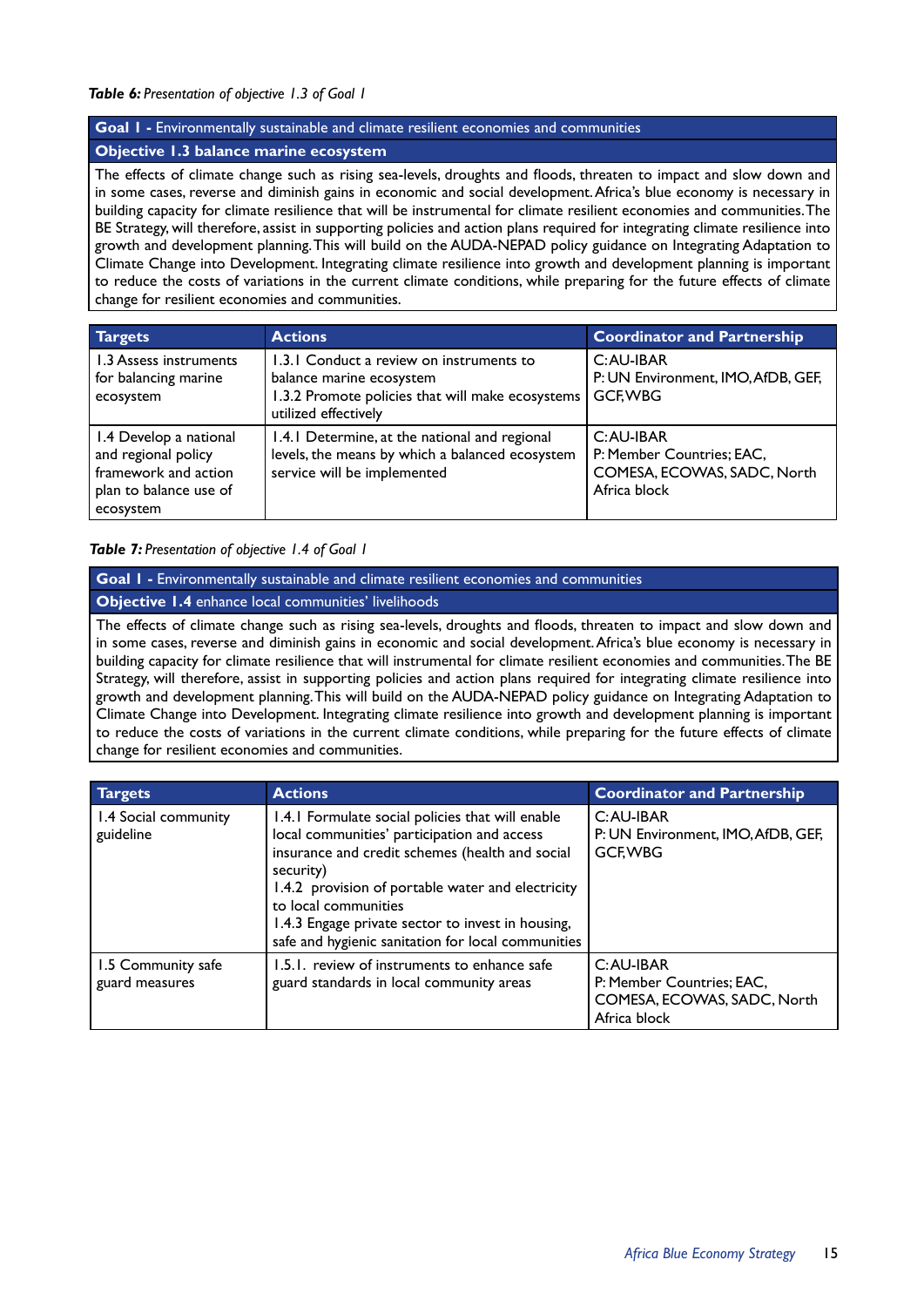***Table 6:*** *Presentation of objective 1.3 of Goal 1*

| **Goal 1 -** Environmentally sustainable and climate resilient economies and communities |
|---|
| **Objective 1.3 balance marine ecosystem** |
| The effects of climate change such as rising sea-levels, droughts and floods, threaten to impact and slow down and in some cases, reverse and diminish gains in economic and social development. Africa's blue economy is necessary in building capacity for climate resilience that will be instrumental for climate resilient economies and communities. The BE Strategy, will therefore, assist in supporting policies and action plans required for integrating climate resilience into growth and development planning. This will build on the AUDA-NEPAD policy guidance on Integrating Adaptation to Climate Change into Development. Integrating climate resilience into growth and development planning is important to reduce the costs of variations in the current climate conditions, while preparing for the future effects of climate change for resilient economies and communities. |

| Targets | Actions | Coordinator and Partnership |
|---|---|---|
| 1.3 Assess instruments for balancing marine ecosystem | 1.3.1 Conduct a review on instruments to balance marine ecosystem<br>1.3.2 Promote policies that will make ecosystems utilized effectively | C: AU-IBAR<br>P: UN Environment, IMO, AfDB, GEF, GCF, WBG |
| 1.4 Develop a national and regional policy framework and action plan to balance use of ecosystem | 1.4.1 Determine, at the national and regional levels, the means by which a balanced ecosystem service will be implemented | C: AU-IBAR<br>P: Member Countries; EAC, COMESA, ECOWAS, SADC, North Africa block |

***Table 7:*** *Presentation of objective 1.4 of Goal 1*

| **Goal 1 -** Environmentally sustainable and climate resilient economies and communities |
|---|
| **Objective 1.4** enhance local communities' livelihoods |
| The effects of climate change such as rising sea-levels, droughts and floods, threaten to impact and slow down and in some cases, reverse and diminish gains in economic and social development. Africa's blue economy is necessary in building capacity for climate resilience that will instrumental for climate resilient economies and communities. The BE Strategy, will therefore, assist in supporting policies and action plans required for integrating climate resilience into growth and development planning. This will build on the AUDA-NEPAD policy guidance on Integrating Adaptation to Climate Change into Development. Integrating climate resilience into growth and development planning is important to reduce the costs of variations in the current climate conditions, while preparing for the future effects of climate change for resilient economies and communities. |

| Targets | Actions | Coordinator and Partnership |
|---|---|---|
| 1.4 Social community guideline | 1.4.1 Formulate social policies that will enable local communities' participation and access insurance and credit schemes (health and social security)<br>1.4.2 provision of portable water and electricity to local communities<br>1.4.3 Engage private sector to invest in housing, safe and hygienic sanitation for local communities | C: AU-IBAR<br>P: UN Environment, IMO, AfDB, GEF, GCF, WBG |
| 1.5 Community safe guard measures | 1.5.1. review of instruments to enhance safe guard standards in local community areas | C: AU-IBAR<br>P: Member Countries; EAC, COMESA, ECOWAS, SADC, North Africa block |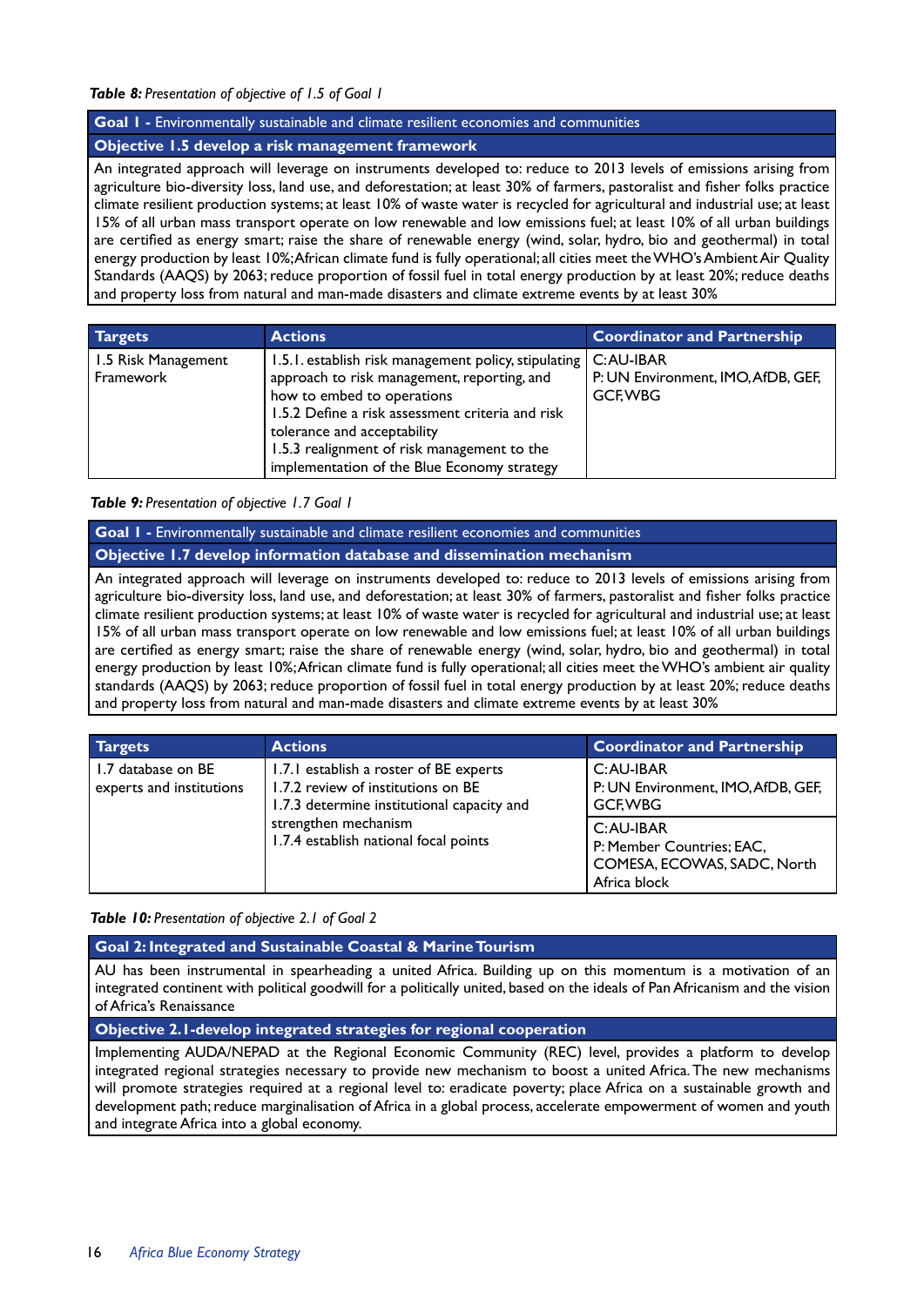***Table 8:*** *Presentation of objective of 1.5 of Goal 1*

| **Goal 1 -** Environmentally sustainable and climate resilient economies and communities |
|---|
| **Objective 1.5 develop a risk management framework** |
| An integrated approach will leverage on instruments developed to: reduce to 2013 levels of emissions arising from agriculture bio-diversity loss, land use, and deforestation; at least 30% of farmers, pastoralist and fisher folks practice climate resilient production systems; at least 10% of waste water is recycled for agricultural and industrial use; at least 15% of all urban mass transport operate on low renewable and low emissions fuel; at least 10% of all urban buildings are certified as energy smart; raise the share of renewable energy (wind, solar, hydro, bio and geothermal) in total energy production by least 10%; African climate fund is fully operational; all cities meet the WHO's Ambient Air Quality Standards (AAQS) by 2063; reduce proportion of fossil fuel in total energy production by at least 20%; reduce deaths and property loss from natural and man-made disasters and climate extreme events by at least 30% |

| Targets | Actions | Coordinator and Partnership |
|---|---|---|
| 1.5 Risk Management Framework | 1.5.1. establish risk management policy, stipulating approach to risk management, reporting, and how to embed to operations<br>1.5.2 Define a risk assessment criteria and risk tolerance and acceptability<br>1.5.3 realignment of risk management to the implementation of the Blue Economy strategy | C: AU-IBAR<br>P: UN Environment, IMO, AfDB, GEF, GCF, WBG |

***Table 9:*** *Presentation of objective 1.7 Goal 1*

| **Goal 1 -** Environmentally sustainable and climate resilient economies and communities |
|---|
| **Objective 1.7 develop information database and dissemination mechanism** |
| An integrated approach will leverage on instruments developed to: reduce to 2013 levels of emissions arising from agriculture bio-diversity loss, land use, and deforestation; at least 30% of farmers, pastoralist and fisher folks practice climate resilient production systems; at least 10% of waste water is recycled for agricultural and industrial use; at least 15% of all urban mass transport operate on low renewable and low emissions fuel; at least 10% of all urban buildings are certified as energy smart; raise the share of renewable energy (wind, solar, hydro, bio and geothermal) in total energy production by least 10%; African climate fund is fully operational; all cities meet the WHO's ambient air quality standards (AAQS) by 2063; reduce proportion of fossil fuel in total energy production by at least 20%; reduce deaths and property loss from natural and man-made disasters and climate extreme events by at least 30% |

| Targets | Actions | Coordinator and Partnership |
|---|---|---|
| 1.7 database on BE experts and institutions | 1.7.1 establish a roster of BE experts<br>1.7.2 review of institutions on BE<br>1.7.3 determine institutional capacity and strengthen mechanism<br>1.7.4 establish national focal points | C: AU-IBAR<br>P: UN Environment, IMO, AfDB, GEF, GCF, WBG<br><br>C: AU-IBAR<br>P: Member Countries; EAC, COMESA, ECOWAS, SADC, North Africa block |

***Table 10:*** *Presentation of objective 2.1 of Goal 2*

| **Goal 2: Integrated and Sustainable Coastal & Marine Tourism** |
|---|
| AU has been instrumental in spearheading a united Africa. Building up on this momentum is a motivation of an integrated continent with political goodwill for a politically united, based on the ideals of Pan Africanism and the vision of Africa's Renaissance |
| **Objective 2.1-develop integrated strategies for regional cooperation** |
| Implementing AUDA/NEPAD at the Regional Economic Community (REC) level, provides a platform to develop integrated regional strategies necessary to provide new mechanism to boost a united Africa. The new mechanisms will promote strategies required at a regional level to: eradicate poverty; place Africa on a sustainable growth and development path; reduce marginalisation of Africa in a global process, accelerate empowerment of women and youth and integrate Africa into a global economy. |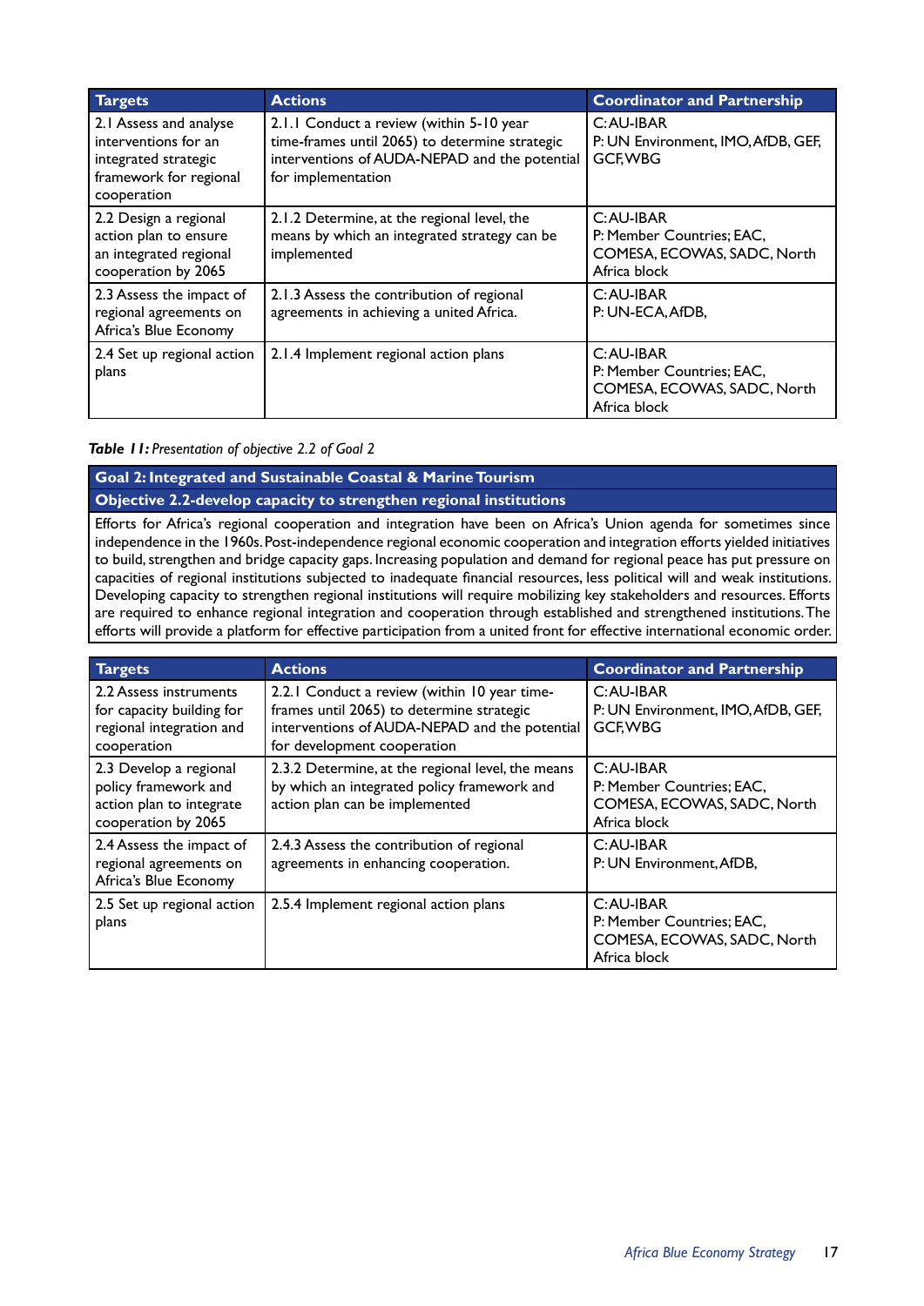| Targets | Actions | Coordinator and Partnership |
|---|---|---|
| 2.1 Assess and analyse interventions for an integrated strategic framework for regional cooperation | 2.1.1 Conduct a review (within 5-10 year time-frames until 2065) to determine strategic interventions of AUDA-NEPAD and the potential for implementation | C: AU-IBAR<br>P: UN Environment, IMO, AfDB, GEF, GCF, WBG |
| 2.2 Design a regional action plan to ensure an integrated regional cooperation by 2065 | 2.1.2 Determine, at the regional level, the means by which an integrated strategy can be implemented | C: AU-IBAR<br>P: Member Countries; EAC, COMESA, ECOWAS, SADC, North Africa block |
| 2.3 Assess the impact of regional agreements on Africa's Blue Economy | 2.1.3 Assess the contribution of regional agreements in achieving a united Africa. | C: AU-IBAR<br>P: UN-ECA, AfDB, |
| 2.4 Set up regional action plans | 2.1.4 Implement regional action plans | C: AU-IBAR<br>P: Member Countries; EAC, COMESA, ECOWAS, SADC, North Africa block |

***Table 11:*** *Presentation of objective 2.2 of Goal 2*

| **Goal 2: Integrated and Sustainable Coastal & Marine Tourism** |
|---|
| **Objective 2.2-develop capacity to strengthen regional institutions** |
| Efforts for Africa's regional cooperation and integration have been on Africa's Union agenda for sometimes since independence in the 1960s. Post-independence regional economic cooperation and integration efforts yielded initiatives to build, strengthen and bridge capacity gaps. Increasing population and demand for regional peace has put pressure on capacities of regional institutions subjected to inadequate financial resources, less political will and weak institutions. Developing capacity to strengthen regional institutions will require mobilizing key stakeholders and resources. Efforts are required to enhance regional integration and cooperation through established and strengthened institutions. The efforts will provide a platform for effective participation from a united front for effective international economic order. |

| Targets | Actions | Coordinator and Partnership |
|---|---|---|
| 2.2 Assess instruments for capacity building for regional integration and cooperation | 2.2.1 Conduct a review (within 10 year time-frames until 2065) to determine strategic interventions of AUDA-NEPAD and the potential for development cooperation | C: AU-IBAR<br>P: UN Environment, IMO, AfDB, GEF, GCF, WBG |
| 2.3 Develop a regional policy framework and action plan to integrate cooperation by 2065 | 2.3.2 Determine, at the regional level, the means by which an integrated policy framework and action plan can be implemented | C: AU-IBAR<br>P: Member Countries; EAC, COMESA, ECOWAS, SADC, North Africa block |
| 2.4 Assess the impact of regional agreements on Africa's Blue Economy | 2.4.3 Assess the contribution of regional agreements in enhancing cooperation. | C: AU-IBAR<br>P: UN Environment, AfDB, |
| 2.5 Set up regional action plans | 2.5.4 Implement regional action plans | C: AU-IBAR<br>P: Member Countries; EAC, COMESA, ECOWAS, SADC, North Africa block |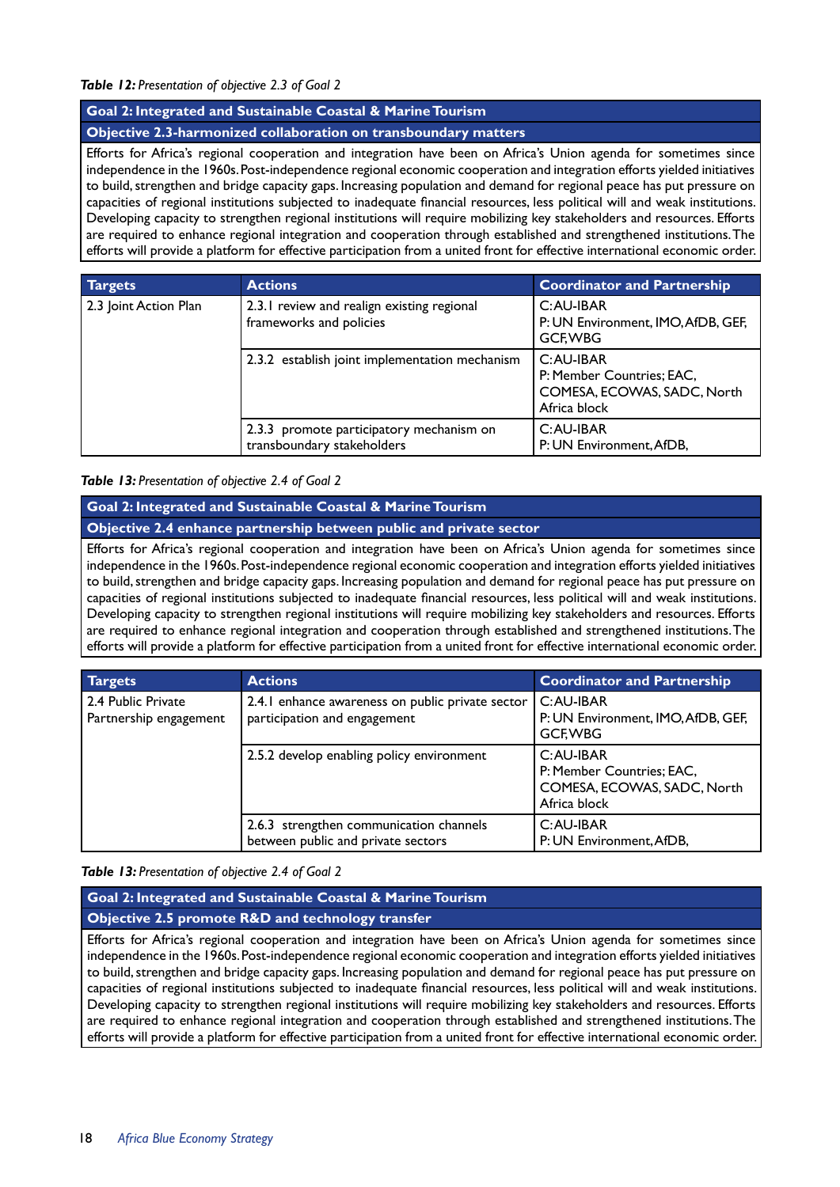***Table 12:*** *Presentation of objective 2.3 of Goal 2*

| Goal 2: Integrated and Sustainable Coastal & Marine Tourism |
|---|
| **Objective 2.3-harmonized collaboration on transboundary matters** |
| Efforts for Africa's regional cooperation and integration have been on Africa's Union agenda for sometimes since independence in the 1960s. Post-independence regional economic cooperation and integration efforts yielded initiatives to build, strengthen and bridge capacity gaps. Increasing population and demand for regional peace has put pressure on capacities of regional institutions subjected to inadequate financial resources, less political will and weak institutions. Developing capacity to strengthen regional institutions will require mobilizing key stakeholders and resources. Efforts are required to enhance regional integration and cooperation through established and strengthened institutions. The efforts will provide a platform for effective participation from a united front for effective international economic order. |

| Targets | Actions | Coordinator and Partnership |
|---|---|---|
| 2.3 Joint Action Plan | 2.3.1 review and realign existing regional frameworks and policies | C: AU-IBAR<br>P: UN Environment, IMO, AfDB, GEF, GCF, WBG |
| | 2.3.2 establish joint implementation mechanism | C: AU-IBAR<br>P: Member Countries; EAC, COMESA, ECOWAS, SADC, North Africa block |
| | 2.3.3 promote participatory mechanism on transboundary stakeholders | C: AU-IBAR<br>P: UN Environment, AfDB, |

***Table 13:*** *Presentation of objective 2.4 of Goal 2*

| Goal 2: Integrated and Sustainable Coastal & Marine Tourism |
|---|
| **Objective 2.4 enhance partnership between public and private sector** |
| Efforts for Africa's regional cooperation and integration have been on Africa's Union agenda for sometimes since independence in the 1960s. Post-independence regional economic cooperation and integration efforts yielded initiatives to build, strengthen and bridge capacity gaps. Increasing population and demand for regional peace has put pressure on capacities of regional institutions subjected to inadequate financial resources, less political will and weak institutions. Developing capacity to strengthen regional institutions will require mobilizing key stakeholders and resources. Efforts are required to enhance regional integration and cooperation through established and strengthened institutions. The efforts will provide a platform for effective participation from a united front for effective international economic order. |

| Targets | Actions | Coordinator and Partnership |
|---|---|---|
| 2.4 Public Private Partnership engagement | 2.4.1 enhance awareness on public private sector participation and engagement | C: AU-IBAR<br>P: UN Environment, IMO, AfDB, GEF, GCF, WBG |
| | 2.5.2 develop enabling policy environment | C: AU-IBAR<br>P: Member Countries; EAC, COMESA, ECOWAS, SADC, North Africa block |
| | 2.6.3 strengthen communication channels between public and private sectors | C: AU-IBAR<br>P: UN Environment, AfDB, |

***Table 13:*** *Presentation of objective 2.4 of Goal 2*

| Goal 2: Integrated and Sustainable Coastal & Marine Tourism |
|---|
| **Objective 2.5 promote R&D and technology transfer** |
| Efforts for Africa's regional cooperation and integration have been on Africa's Union agenda for sometimes since independence in the 1960s. Post-independence regional economic cooperation and integration efforts yielded initiatives to build, strengthen and bridge capacity gaps. Increasing population and demand for regional peace has put pressure on capacities of regional institutions subjected to inadequate financial resources, less political will and weak institutions. Developing capacity to strengthen regional institutions will require mobilizing key stakeholders and resources. Efforts are required to enhance regional integration and cooperation through established and strengthened institutions. The efforts will provide a platform for effective participation from a united front for effective international economic order. |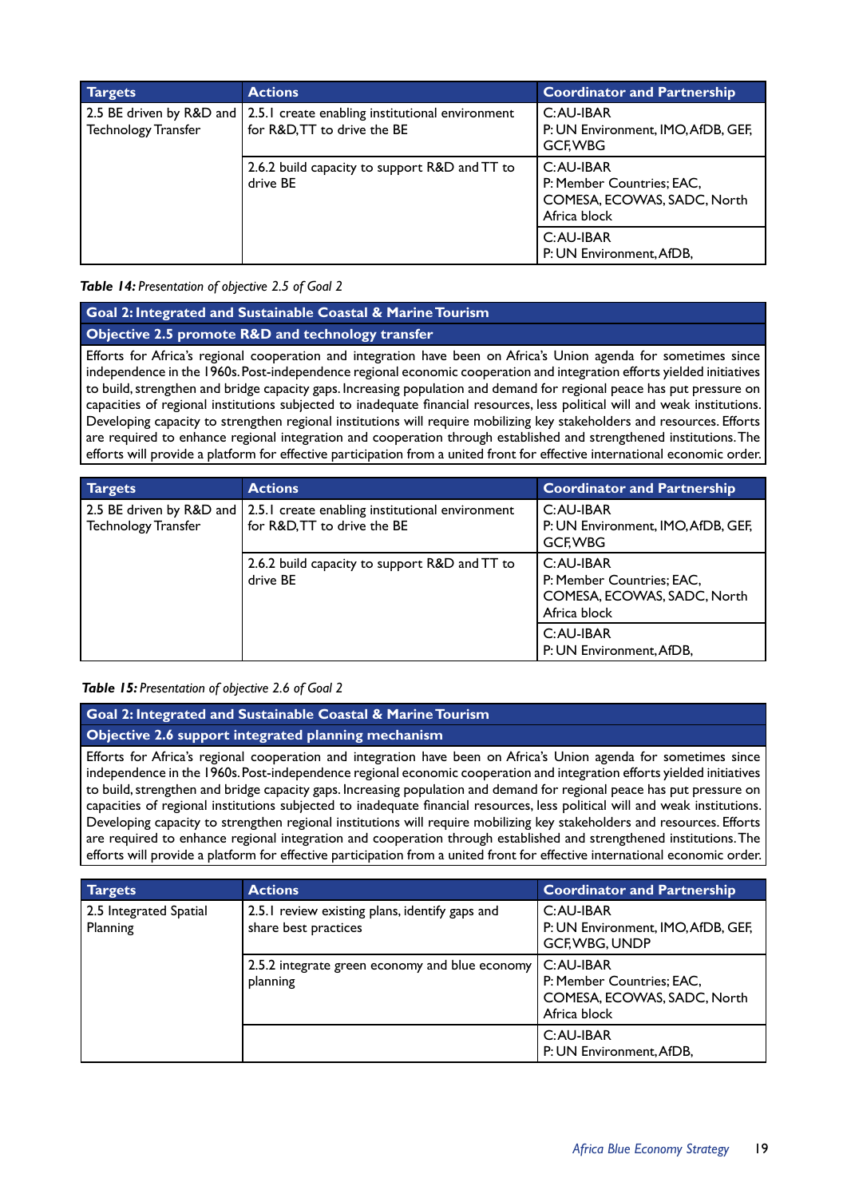| Targets | Actions | Coordinator and Partnership |
| --- | --- | --- |
| 2.5 BE driven by R&D and Technology Transfer | 2.5.1 create enabling institutional environment for R&D, TT to drive the BE | C: AU-IBAR<br>P: UN Environment, IMO, AfDB, GEF, GCF, WBG |
| | 2.6.2 build capacity to support R&D and TT to drive BE | C: AU-IBAR<br>P: Member Countries; EAC, COMESA, ECOWAS, SADC, North Africa block |
| | | C: AU-IBAR<br>P: UN Environment, AfDB, |

***Table 14:*** *Presentation of objective 2.5 of Goal 2*

| Goal 2: Integrated and Sustainable Coastal & Marine Tourism |
| --- |
| **Objective 2.5 promote R&D and technology transfer** |
| Efforts for Africa's regional cooperation and integration have been on Africa's Union agenda for sometimes since independence in the 1960s. Post-independence regional economic cooperation and integration efforts yielded initiatives to build, strengthen and bridge capacity gaps. Increasing population and demand for regional peace has put pressure on capacities of regional institutions subjected to inadequate financial resources, less political will and weak institutions. Developing capacity to strengthen regional institutions will require mobilizing key stakeholders and resources. Efforts are required to enhance regional integration and cooperation through established and strengthened institutions. The efforts will provide a platform for effective participation from a united front for effective international economic order. |

| Targets | Actions | Coordinator and Partnership |
| --- | --- | --- |
| 2.5 BE driven by R&D and Technology Transfer | 2.5.1 create enabling institutional environment for R&D, TT to drive the BE | C: AU-IBAR<br>P: UN Environment, IMO, AfDB, GEF, GCF, WBG |
| | 2.6.2 build capacity to support R&D and TT to drive BE | C: AU-IBAR<br>P: Member Countries; EAC, COMESA, ECOWAS, SADC, North Africa block |
| | | C: AU-IBAR<br>P: UN Environment, AfDB, |

***Table 15:*** *Presentation of objective 2.6 of Goal 2*

| Goal 2: Integrated and Sustainable Coastal & Marine Tourism |
| --- |
| **Objective 2.6 support integrated planning mechanism** |
| Efforts for Africa's regional cooperation and integration have been on Africa's Union agenda for sometimes since independence in the 1960s. Post-independence regional economic cooperation and integration efforts yielded initiatives to build, strengthen and bridge capacity gaps. Increasing population and demand for regional peace has put pressure on capacities of regional institutions subjected to inadequate financial resources, less political will and weak institutions. Developing capacity to strengthen regional institutions will require mobilizing key stakeholders and resources. Efforts are required to enhance regional integration and cooperation through established and strengthened institutions. The efforts will provide a platform for effective participation from a united front for effective international economic order. |

| Targets | Actions | Coordinator and Partnership |
| --- | --- | --- |
| 2.5 Integrated Spatial Planning | 2.5.1 review existing plans, identify gaps and share best practices | C: AU-IBAR<br>P: UN Environment, IMO, AfDB, GEF, GCF, WBG, UNDP |
| | 2.5.2 integrate green economy and blue economy planning | C: AU-IBAR<br>P: Member Countries; EAC, COMESA, ECOWAS, SADC, North Africa block |
| | | C: AU-IBAR<br>P: UN Environment, AfDB, |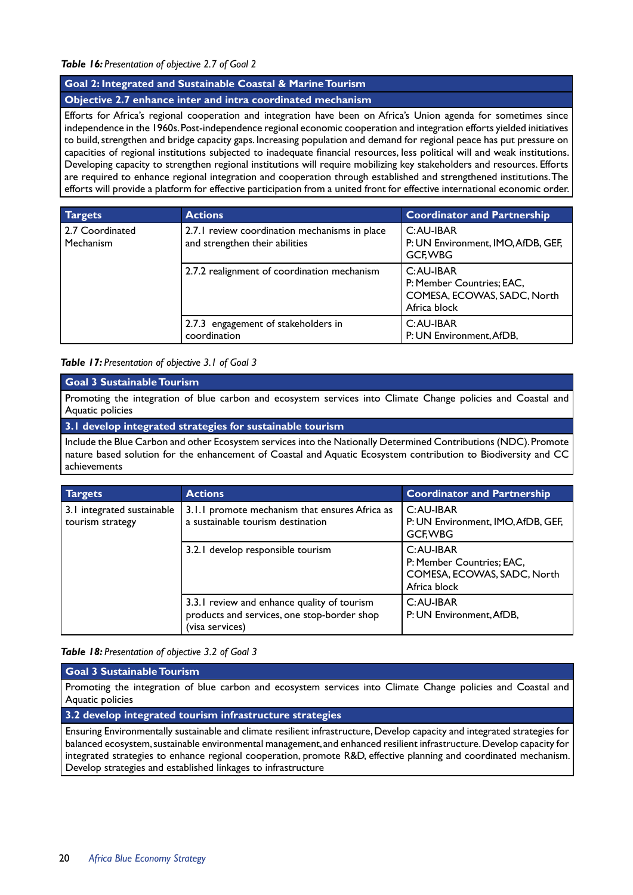*Table 16: Presentation of objective 2.7 of Goal 2*

| **Goal 2: Integrated and Sustainable Coastal & Marine Tourism** |
|---|
| **Objective 2.7 enhance inter and intra coordinated mechanism** |
| Efforts for Africa's regional cooperation and integration have been on Africa's Union agenda for sometimes since independence in the 1960s. Post-independence regional economic cooperation and integration efforts yielded initiatives to build, strengthen and bridge capacity gaps. Increasing population and demand for regional peace has put pressure on capacities of regional institutions subjected to inadequate financial resources, less political will and weak institutions. Developing capacity to strengthen regional institutions will require mobilizing key stakeholders and resources. Efforts are required to enhance regional integration and cooperation through established and strengthened institutions. The efforts will provide a platform for effective participation from a united front for effective international economic order. |

| Targets | Actions | Coordinator and Partnership |
|---|---|---|
| 2.7 Coordinated Mechanism | 2.7.1 review coordination mechanisms in place and strengthen their abilities | C: AU-IBAR<br>P: UN Environment, IMO, AfDB, GEF, GCF, WBG |
| | 2.7.2 realignment of coordination mechanism | C: AU-IBAR<br>P: Member Countries; EAC, COMESA, ECOWAS, SADC, North Africa block |
| | 2.7.3 engagement of stakeholders in coordination | C: AU-IBAR<br>P: UN Environment, AfDB, |

*Table 17: Presentation of objective 3.1 of Goal 3*

| **Goal 3 Sustainable Tourism** |
|---|
| Promoting the integration of blue carbon and ecosystem services into Climate Change policies and Coastal and Aquatic policies |
| **3.1 develop integrated strategies for sustainable tourism** |
| Include the Blue Carbon and other Ecosystem services into the Nationally Determined Contributions (NDC). Promote nature based solution for the enhancement of Coastal and Aquatic Ecosystem contribution to Biodiversity and CC achievements |

| Targets | Actions | Coordinator and Partnership |
|---|---|---|
| 3.1 integrated sustainable tourism strategy | 3.1.1 promote mechanism that ensures Africa as a sustainable tourism destination | C: AU-IBAR<br>P: UN Environment, IMO, AfDB, GEF, GCF, WBG |
| | 3.2.1 develop responsible tourism | C: AU-IBAR<br>P: Member Countries; EAC, COMESA, ECOWAS, SADC, North Africa block |
| | 3.3.1 review and enhance quality of tourism products and services, one stop-border shop (visa services) | C: AU-IBAR<br>P: UN Environment, AfDB, |

*Table 18: Presentation of objective 3.2 of Goal 3*

| **Goal 3 Sustainable Tourism** |
|---|
| Promoting the integration of blue carbon and ecosystem services into Climate Change policies and Coastal and Aquatic policies |
| **3.2 develop integrated tourism infrastructure strategies** |
| Ensuring Environmentally sustainable and climate resilient infrastructure, Develop capacity and integrated strategies for balanced ecosystem, sustainable environmental management, and enhanced resilient infrastructure. Develop capacity for integrated strategies to enhance regional cooperation, promote R&D, effective planning and coordinated mechanism. Develop strategies and established linkages to infrastructure |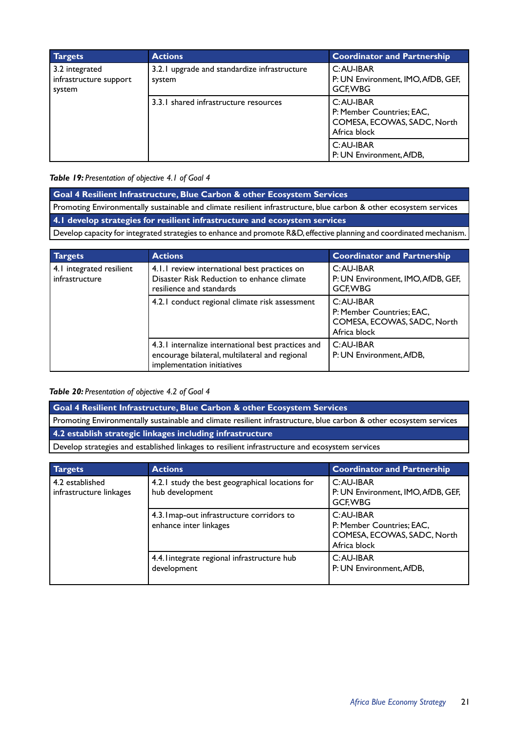| Targets | Actions | Coordinator and Partnership |
|---|---|---|
| 3.2 integrated infrastructure support system | 3.2.1 upgrade and standardize infrastructure system | C: AU-IBAR<br>P: UN Environment, IMO, AfDB, GEF, GCF, WBG |
| | 3.3.1 shared infrastructure resources | C: AU-IBAR<br>P: Member Countries; EAC, COMESA, ECOWAS, SADC, North Africa block |
| | | C: AU-IBAR<br>P: UN Environment, AfDB, |

*Table 19: Presentation of objective 4.1 of Goal 4*

| **Goal 4 Resilient Infrastructure, Blue Carbon & other Ecosystem Services** |
|---|
| Promoting Environmentally sustainable and climate resilient infrastructure, blue carbon & other ecosystem services |
| **4.1 develop strategies for resilient infrastructure and ecosystem services** |
| Develop capacity for integrated strategies to enhance and promote R&D, effective planning and coordinated mechanism. |

| Targets | Actions | Coordinator and Partnership |
|---|---|---|
| 4.1 integrated resilient infrastructure | 4.1.1 review international best practices on Disaster Risk Reduction to enhance climate resilience and standards | C: AU-IBAR<br>P: UN Environment, IMO, AfDB, GEF, GCF, WBG |
| | 4.2.1 conduct regional climate risk assessment | C: AU-IBAR<br>P: Member Countries; EAC, COMESA, ECOWAS, SADC, North Africa block |
| | 4.3.1 internalize international best practices and encourage bilateral, multilateral and regional implementation initiatives | C: AU-IBAR<br>P: UN Environment, AfDB, |

*Table 20: Presentation of objective 4.2 of Goal 4*

| **Goal 4 Resilient Infrastructure, Blue Carbon & other Ecosystem Services** |
|---|
| Promoting Environmentally sustainable and climate resilient infrastructure, blue carbon & other ecosystem services |
| **4.2 establish strategic linkages including infrastructure** |
| Develop strategies and established linkages to resilient infrastructure and ecosystem services |

| Targets | Actions | Coordinator and Partnership |
|---|---|---|
| 4.2 established infrastructure linkages | 4.2.1 study the best geographical locations for hub development | C: AU-IBAR<br>P: UN Environment, IMO, AfDB, GEF, GCF, WBG |
| | 4.3.1map-out infrastructure corridors to enhance inter linkages | C: AU-IBAR<br>P: Member Countries; EAC, COMESA, ECOWAS, SADC, North Africa block |
| | 4.4.1integrate regional infrastructure hub development | C: AU-IBAR<br>P: UN Environment, AfDB, |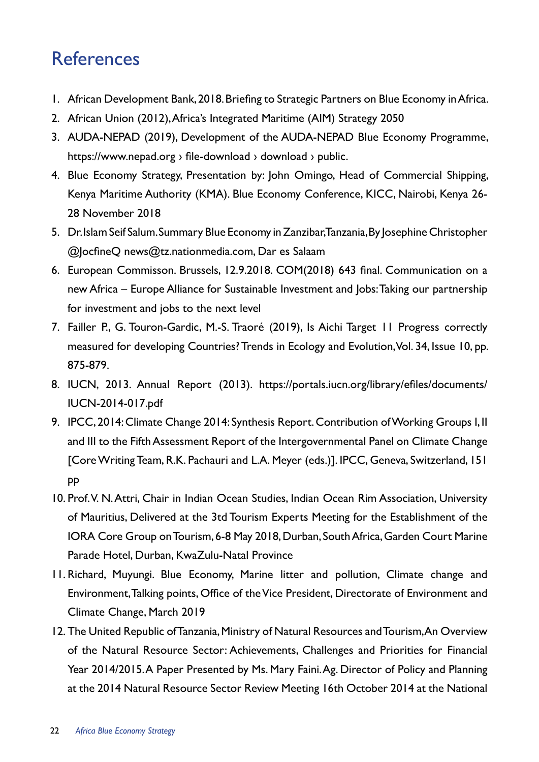## References

1. African Development Bank, 2018. Briefing to Strategic Partners on Blue Economy in Africa.
2. African Union (2012), Africa's Integrated Maritime (AIM) Strategy 2050
3. AUDA-NEPAD (2019), Development of the AUDA-NEPAD Blue Economy Programme, https://www.nepad.org › file-download › download › public.
4. Blue Economy Strategy, Presentation by: John Omingo, Head of Commercial Shipping, Kenya Maritime Authority (KMA). Blue Economy Conference, KICC, Nairobi, Kenya 26-28 November 2018
5. Dr. Islam Seif Salum. Summary Blue Economy in Zanzibar, Tanzania, By Josephine Christopher @JocfineQ news@tz.nationmedia.com, Dar es Salaam
6. European Commisson. Brussels, 12.9.2018. COM(2018) 643 final. Communication on a new Africa – Europe Alliance for Sustainable Investment and Jobs: Taking our partnership for investment and jobs to the next level
7. Failler P., G. Touron-Gardic, M.-S. Traoré (2019), Is Aichi Target 11 Progress correctly measured for developing Countries? Trends in Ecology and Evolution, Vol. 34, Issue 10, pp. 875-879.
8. IUCN, 2013. Annual Report (2013). https://portals.iucn.org/library/efiles/documents/IUCN-2014-017.pdf
9. IPCC, 2014: Climate Change 2014: Synthesis Report. Contribution of Working Groups I, II and III to the Fifth Assessment Report of the Intergovernmental Panel on Climate Change [Core Writing Team, R.K. Pachauri and L.A. Meyer (eds.)]. IPCC, Geneva, Switzerland, 151 pp
10. Prof. V. N. Attri, Chair in Indian Ocean Studies, Indian Ocean Rim Association, University of Mauritius, Delivered at the 3td Tourism Experts Meeting for the Establishment of the IORA Core Group on Tourism, 6-8 May 2018, Durban, South Africa, Garden Court Marine Parade Hotel, Durban, KwaZulu-Natal Province
11. Richard, Muyungi. Blue Economy, Marine litter and pollution, Climate change and Environment, Talking points, Office of the Vice President, Directorate of Environment and Climate Change, March 2019
12. The United Republic of Tanzania, Ministry of Natural Resources and Tourism, An Overview of the Natural Resource Sector: Achievements, Challenges and Priorities for Financial Year 2014/2015. A Paper Presented by Ms. Mary Faini. Ag. Director of Policy and Planning at the 2014 Natural Resource Sector Review Meeting 16th October 2014 at the National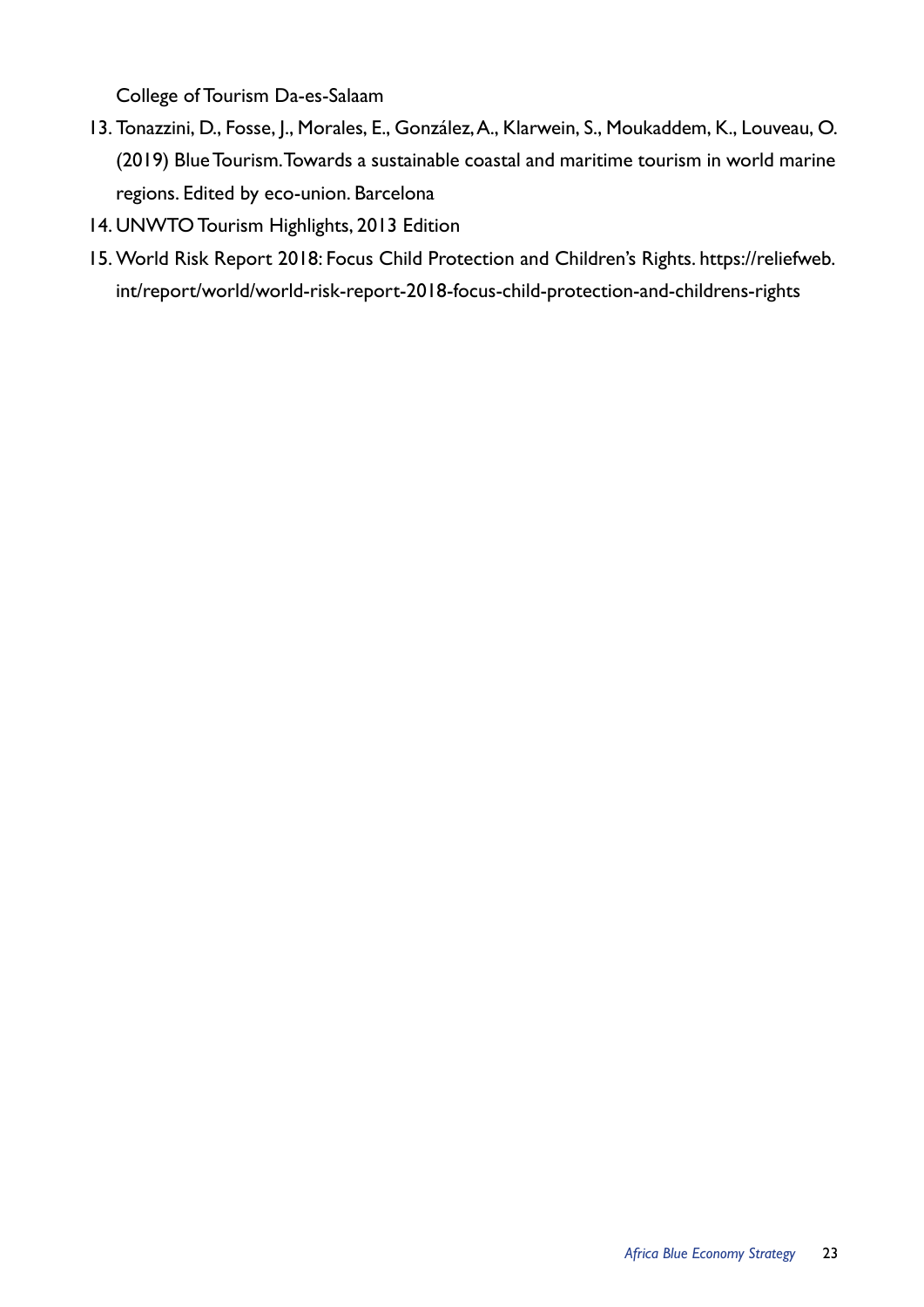College of Tourism Da-es-Salaam

13. Tonazzini, D., Fosse, J., Morales, E., González, A., Klarwein, S., Moukaddem, K., Louveau, O. (2019) Blue Tourism. Towards a sustainable coastal and maritime tourism in world marine regions. Edited by eco-union. Barcelona
14. UNWTO Tourism Highlights, 2013 Edition
15. World Risk Report 2018: Focus Child Protection and Children's Rights. https://reliefweb.int/report/world/world-risk-report-2018-focus-child-protection-and-childrens-rights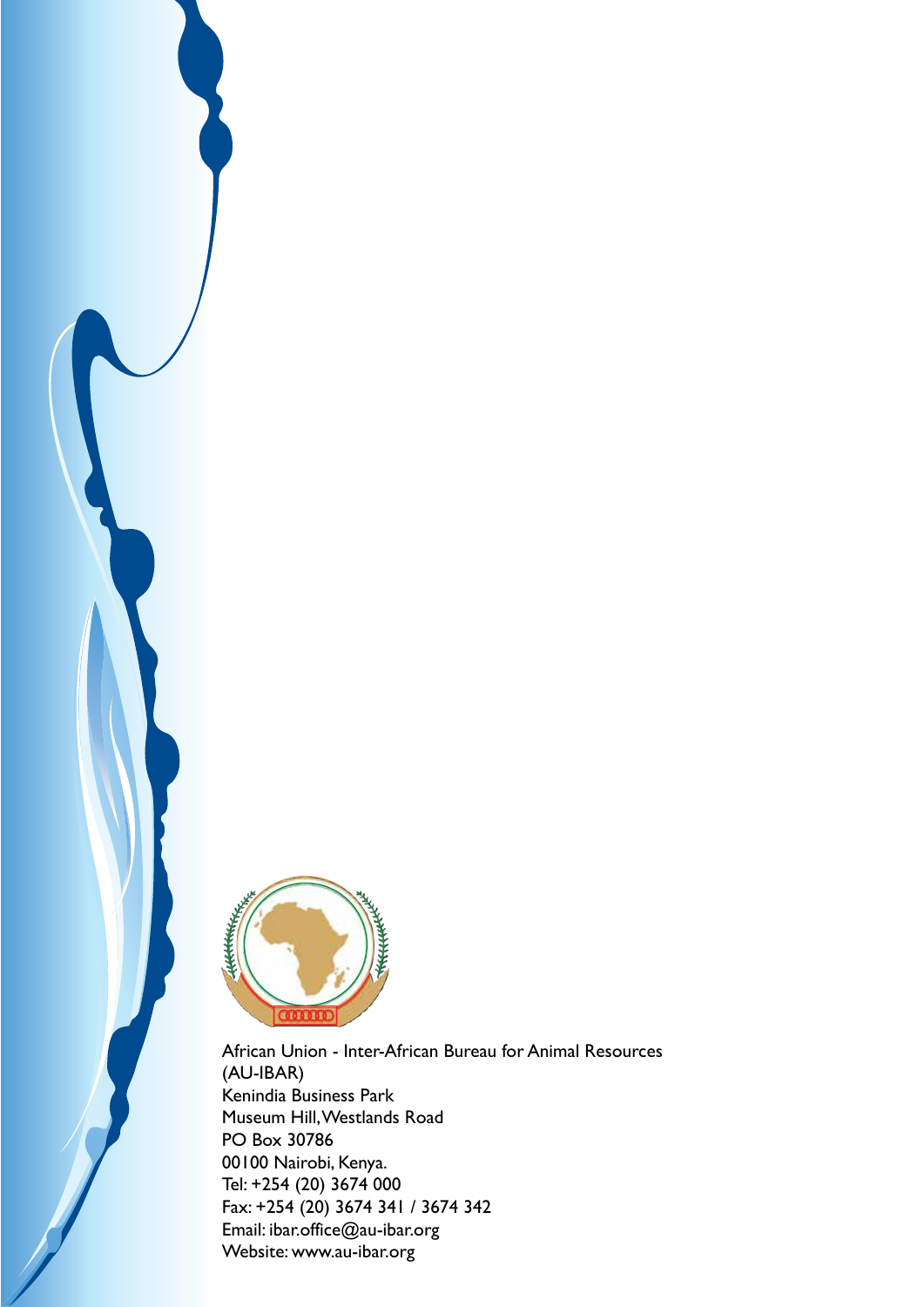African Union - Inter-African Bureau for Animal Resources (AU-IBAR)
Kenindia Business Park
Museum Hill, Westlands Road
PO Box 30786
00100 Nairobi, Kenya.
Tel: +254 (20) 3674 000
Fax: +254 (20) 3674 341 / 3674 342
Email: ibar.office@au-ibar.org
Website: www.au-ibar.org